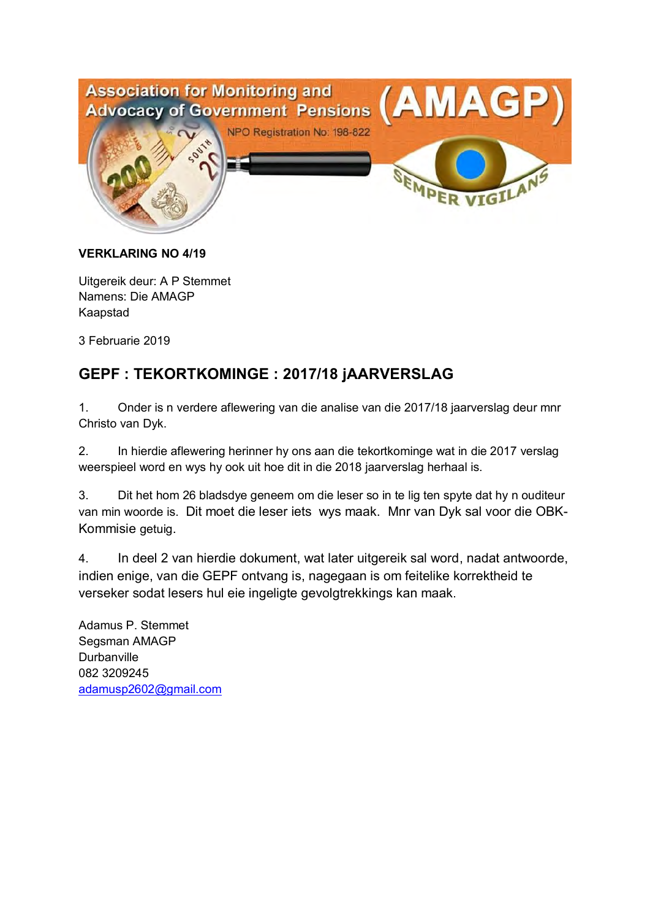Association for Monitoring and Advocacy of Government Pensions (AMAGP)

NPO Registration No: 198-822

SEMPER VIGILANS

**VERKLARING NO 4/19**

Uitgereik deur: A P Stemmet
Namens: Die AMAGP
Kaapstad

3 Februarie 2019

## GEPF : TEKORTKOMINGE : 2017/18 jAARVERSLAG

1. Onder is n verdere aflewering van die analise van die 2017/18 jaarverslag deur mnr Christo van Dyk.

2. In hierdie aflewering herinner hy ons aan die tekortkominge wat in die 2017 verslag weerspieel word en wys hy ook uit hoe dit in die 2018 jaarverslag herhaal is.

3. Dit het hom 26 bladsdye geneem om die leser so in te lig ten spyte dat hy n ouditeur van min woorde is. Dit moet die leser iets wys maak. Mnr van Dyk sal voor die OBK-Kommisie getuig.

4. In deel 2 van hierdie dokument, wat later uitgereik sal word, nadat antwoorde, indien enige, van die GEPF ontvang is, nagegaan is om feitelike korrektheid te verseker sodat lesers hul eie ingeligte gevolgtrekkings kan maak.

Adamus P. Stemmet
Segsman AMAGP
Durbanville
082 3209245
adamusp2602@gmail.com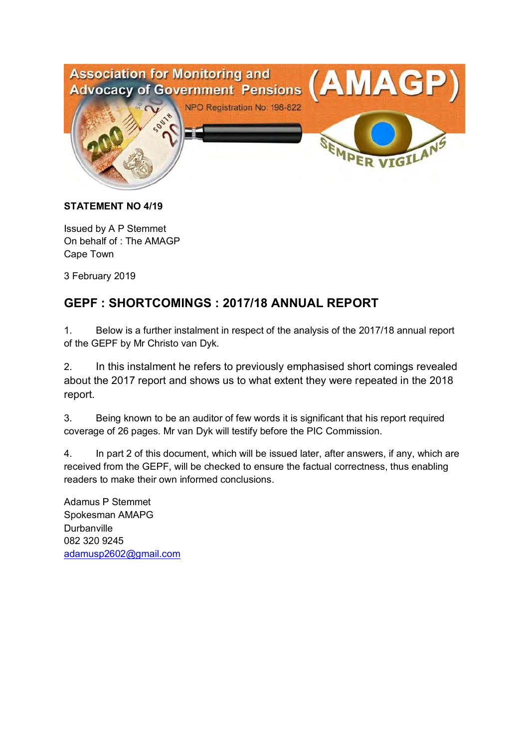**STATEMENT NO 4/19**

Issued by A P Stemmet
On behalf of : The AMAGP
Cape Town

3 February 2019

## GEPF : SHORTCOMINGS : 2017/18 ANNUAL REPORT

1. Below is a further instalment in respect of the analysis of the 2017/18 annual report of the GEPF by Mr Christo van Dyk.

2. In this instalment he refers to previously emphasised short comings revealed about the 2017 report and shows us to what extent they were repeated in the 2018 report.

3. Being known to be an auditor of few words it is significant that his report required coverage of 26 pages. Mr van Dyk will testify before the PIC Commission.

4. In part 2 of this document, which will be issued later, after answers, if any, which are received from the GEPF, will be checked to ensure the factual correctness, thus enabling readers to make their own informed conclusions.

Adamus P Stemmet
Spokesman AMAPG
Durbanville
082 320 9245
adamusp2602@gmail.com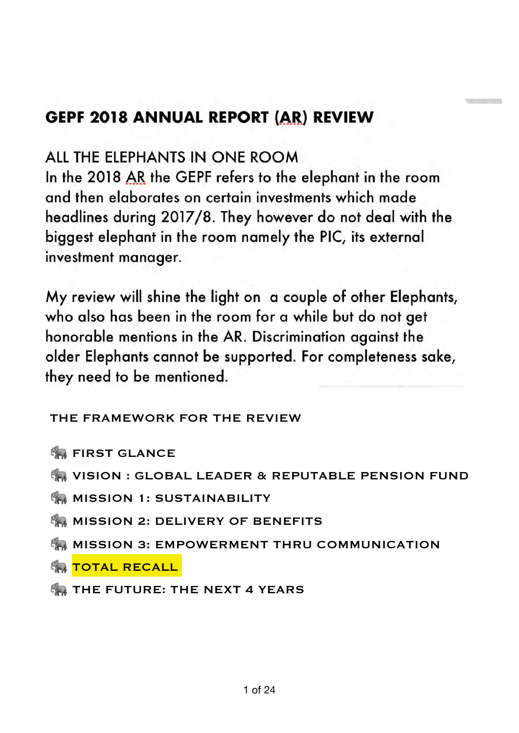# GEPF 2018 ANNUAL REPORT (AR) REVIEW

## ALL THE ELEPHANTS IN ONE ROOM

In the 2018 AR the GEPF refers to the elephant in the room and then elaborates on certain investments which made headlines during 2017/8. They however do not deal with the biggest elephant in the room namely the PIC, its external investment manager.

My review will shine the light on a couple of other Elephants, who also has been in the room for a while but do not get honorable mentions in the AR. Discrimination against the older Elephants cannot be supported. For completeness sake, they need to be mentioned.

### THE FRAMEWORK FOR THE REVIEW

- 🐘 FIRST GLANCE
- 🐘 VISION : GLOBAL LEADER & REPUTABLE PENSION FUND
- 🐘 MISSION 1: SUSTAINABILITY
- 🐘 MISSION 2: DELIVERY OF BENEFITS
- 🐘 MISSION 3: EMPOWERMENT THRU COMMUNICATION
- 🐘 TOTAL RECALL
- 🐘 THE FUTURE: THE NEXT 4 YEARS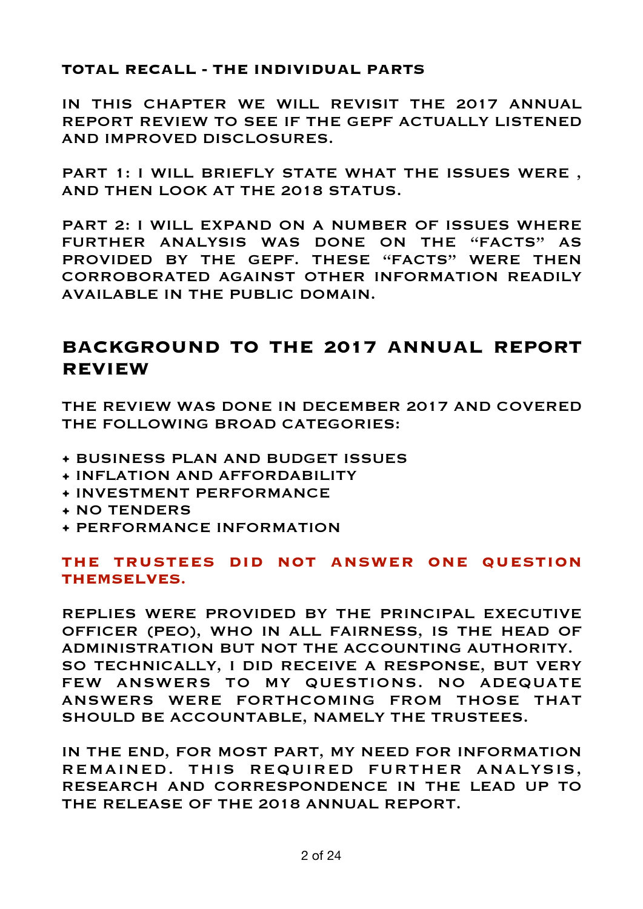**TOTAL RECALL - THE INDIVIDUAL PARTS**

IN THIS CHAPTER WE WILL REVISIT THE 2017 ANNUAL REPORT REVIEW TO SEE IF THE GEPF ACTUALLY LISTENED AND IMPROVED DISCLOSURES.

PART 1: I WILL BRIEFLY STATE WHAT THE ISSUES WERE , AND THEN LOOK AT THE 2018 STATUS.

PART 2: I WILL EXPAND ON A NUMBER OF ISSUES WHERE FURTHER ANALYSIS WAS DONE ON THE "FACTS" AS PROVIDED BY THE GEPF. THESE "FACTS" WERE THEN CORROBORATED AGAINST OTHER INFORMATION READILY AVAILABLE IN THE PUBLIC DOMAIN.

## BACKGROUND TO THE 2017 ANNUAL REPORT REVIEW

THE REVIEW WAS DONE IN DECEMBER 2017 AND COVERED THE FOLLOWING BROAD CATEGORIES:

- BUSINESS PLAN AND BUDGET ISSUES
- INFLATION AND AFFORDABILITY
- INVESTMENT PERFORMANCE
- NO TENDERS
- PERFORMANCE INFORMATION

**THE TRUSTEES DID NOT ANSWER ONE QUESTION THEMSELVES.**

REPLIES WERE PROVIDED BY THE PRINCIPAL EXECUTIVE OFFICER (PEO), WHO IN ALL FAIRNESS, IS THE HEAD OF ADMINISTRATION BUT NOT THE ACCOUNTING AUTHORITY. SO TECHNICALLY, I DID RECEIVE A RESPONSE, BUT VERY FEW ANSWERS TO MY QUESTIONS. NO ADEQUATE ANSWERS WERE FORTHCOMING FROM THOSE THAT SHOULD BE ACCOUNTABLE, NAMELY THE TRUSTEES.

IN THE END, FOR MOST PART, MY NEED FOR INFORMATION REMAINED. THIS REQUIRED FURTHER ANALYSIS, RESEARCH AND CORRESPONDENCE IN THE LEAD UP TO THE RELEASE OF THE 2018 ANNUAL REPORT.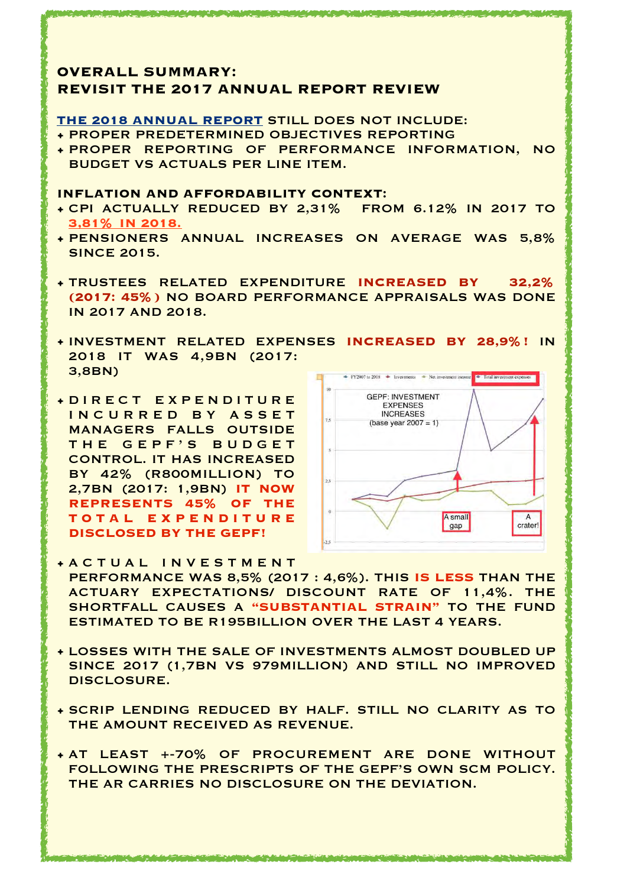## OVERALL SUMMARY: REVISIT THE 2017 ANNUAL REPORT REVIEW

**THE 2018 ANNUAL REPORT** STILL DOES NOT INCLUDE:

- PROPER PREDETERMINED OBJECTIVES REPORTING
- PROPER REPORTING OF PERFORMANCE INFORMATION, NO BUDGET VS ACTUALS PER LINE ITEM.

**INFLATION AND AFFORDABILITY CONTEXT:**

- CPI ACTUALLY REDUCED BY 2,31% FROM 6.12% IN 2017 TO **3,81% IN 2018.**
- PENSIONERS ANNUAL INCREASES ON AVERAGE WAS 5,8% SINCE 2015.

- TRUSTEES RELATED EXPENDITURE **INCREASED BY 32,2% (2017: 45%)** NO BOARD PERFORMANCE APPRAISALS WAS DONE IN 2017 AND 2018.

- INVESTMENT RELATED EXPENSES **INCREASED BY 28,9%!** IN 2018 IT WAS 4,9BN (2017: 3,8BN)

- DIRECT EXPENDITURE INCURRED BY ASSET MANAGERS FALLS OUTSIDE THE GEPF'S BUDGET CONTROL. IT HAS INCREASED BY 42% (R800MILLION) TO 2,7BN (2017: 1,9BN) **IT NOW REPRESENTS 45% OF THE TOTAL EXPENDITURE DISCLOSED BY THE GEPF!**

- ACTUAL INVESTMENT PERFORMANCE WAS 8,5% (2017 : 4,6%). THIS **IS LESS** THAN THE ACTUARY EXPECTATIONS/ DISCOUNT RATE OF 11,4%. THE SHORTFALL CAUSES A **"SUBSTANTIAL STRAIN"** TO THE FUND ESTIMATED TO BE R195BILLION OVER THE LAST 4 YEARS.

- LOSSES WITH THE SALE OF INVESTMENTS ALMOST DOUBLED UP SINCE 2017 (1,7BN VS 979MILLION) AND STILL NO IMPROVED DISCLOSURE.

- SCRIP LENDING REDUCED BY HALF. STILL NO CLARITY AS TO THE AMOUNT RECEIVED AS REVENUE.

- AT LEAST +-70% OF PROCUREMENT ARE DONE WITHOUT FOLLOWING THE PRESCRIPTS OF THE GEPF'S OWN SCM POLICY. THE AR CARRIES NO DISCLOSURE ON THE DEVIATION.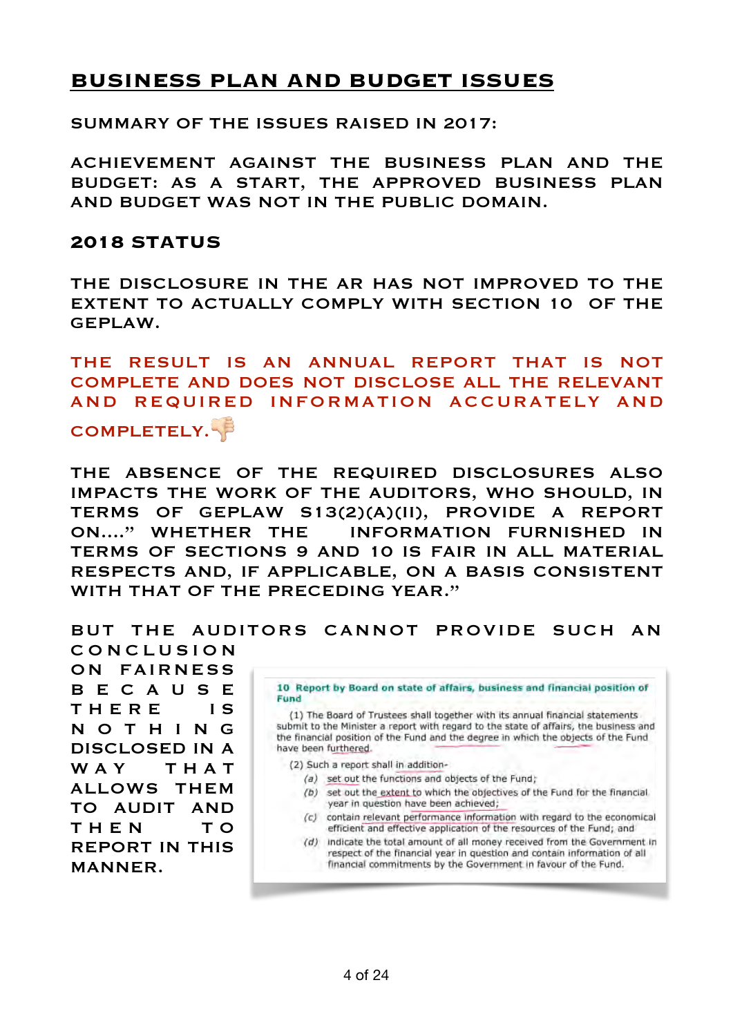## BUSINESS PLAN AND BUDGET ISSUES

SUMMARY OF THE ISSUES RAISED IN 2017:

ACHIEVEMENT AGAINST THE BUSINESS PLAN AND THE BUDGET: AS A START, THE APPROVED BUSINESS PLAN AND BUDGET WAS NOT IN THE PUBLIC DOMAIN.

### 2018 STATUS

THE DISCLOSURE IN THE AR HAS NOT IMPROVED TO THE EXTENT TO ACTUALLY COMPLY WITH SECTION 10 OF THE GEPLAW.

THE RESULT IS AN ANNUAL REPORT THAT IS NOT COMPLETE AND DOES NOT DISCLOSE ALL THE RELEVANT AND REQUIRED INFORMATION ACCURATELY AND COMPLETELY. 👎

THE ABSENCE OF THE REQUIRED DISCLOSURES ALSO IMPACTS THE WORK OF THE AUDITORS, WHO SHOULD, IN TERMS OF GEPLAW S13(2)(A)(II), PROVIDE A REPORT ON...." WHETHER THE INFORMATION FURNISHED IN TERMS OF SECTIONS 9 AND 10 IS FAIR IN ALL MATERIAL RESPECTS AND, IF APPLICABLE, ON A BASIS CONSISTENT WITH THAT OF THE PRECEDING YEAR."

BUT THE AUDITORS CANNOT PROVIDE SUCH AN CONCLUSION ON FAIRNESS BECAUSE THERE IS NOTHING DISCLOSED IN A WAY THAT ALLOWS THEM TO AUDIT AND THEN TO REPORT IN THIS MANNER.

**10 Report by Board on state of affairs, business and financial position of Fund**

(1) The Board of Trustees shall together with its annual financial statements submit to the Minister a report with regard to the state of affairs, the business and the financial position of the Fund and the degree in which the objects of the Fund have been furthered.

(2) Such a report shall in addition-

*(a)* set out the functions and objects of the Fund;

*(b)* set out the extent to which the objectives of the Fund for the financial year in question have been achieved;

*(c)* contain relevant performance information with regard to the economical efficient and effective application of the resources of the Fund; and

*(d)* indicate the total amount of all money received from the Government in respect of the financial year in question and contain information of all financial commitments by the Government in favour of the Fund.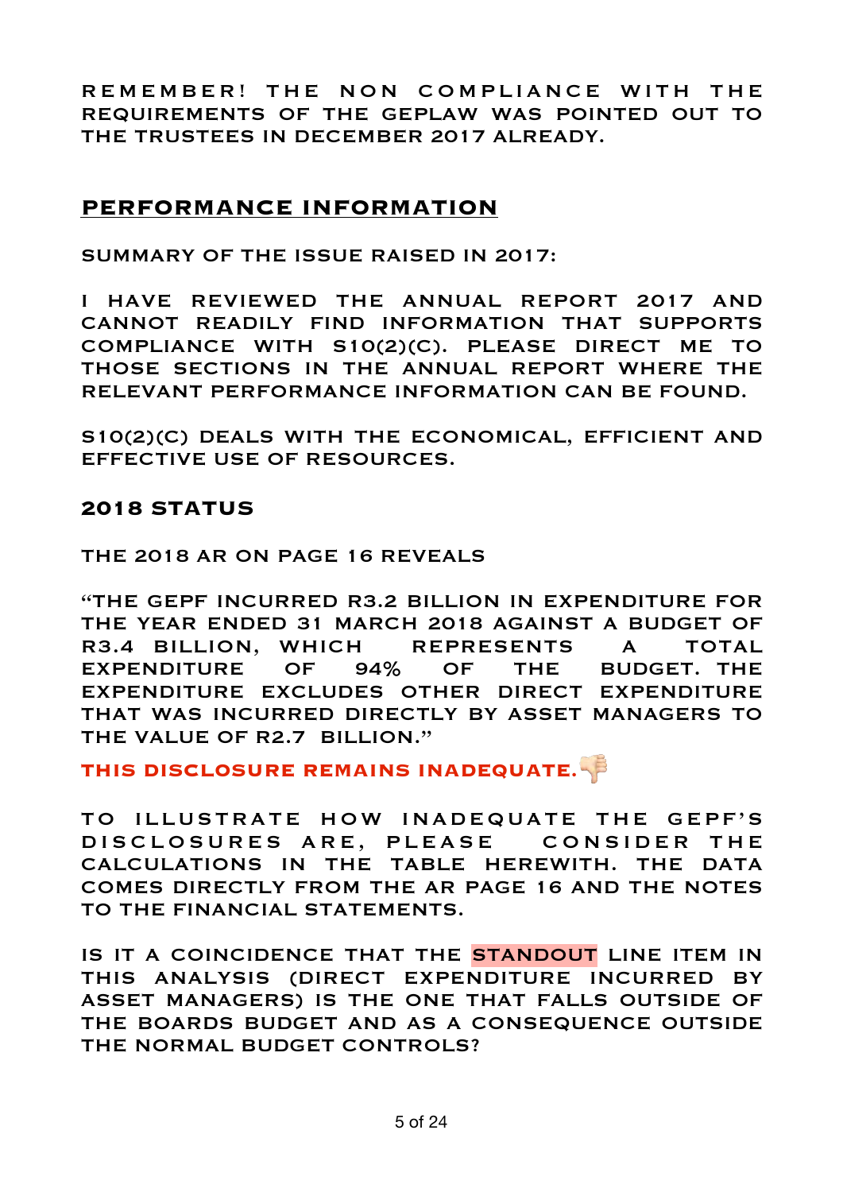REMEMBER! THE NON COMPLIANCE WITH THE REQUIREMENTS OF THE GEPLAW WAS POINTED OUT TO THE TRUSTEES IN DECEMBER 2017 ALREADY.

## PERFORMANCE INFORMATION

SUMMARY OF THE ISSUE RAISED IN 2017:

I HAVE REVIEWED THE ANNUAL REPORT 2017 AND CANNOT READILY FIND INFORMATION THAT SUPPORTS COMPLIANCE WITH S10(2)(C). PLEASE DIRECT ME TO THOSE SECTIONS IN THE ANNUAL REPORT WHERE THE RELEVANT PERFORMANCE INFORMATION CAN BE FOUND.

S10(2)(C) DEALS WITH THE ECONOMICAL, EFFICIENT AND EFFECTIVE USE OF RESOURCES.

### 2018 STATUS

THE 2018 AR ON PAGE 16 REVEALS

"THE GEPF INCURRED R3.2 BILLION IN EXPENDITURE FOR THE YEAR ENDED 31 MARCH 2018 AGAINST A BUDGET OF R3.4 BILLION, WHICH REPRESENTS A TOTAL EXPENDITURE OF 94% OF THE BUDGET. THE EXPENDITURE EXCLUDES OTHER DIRECT EXPENDITURE THAT WAS INCURRED DIRECTLY BY ASSET MANAGERS TO THE VALUE OF R2.7 BILLION."

**THIS DISCLOSURE REMAINS INADEQUATE.** 👎

TO ILLUSTRATE HOW INADEQUATE THE GEPF'S DISCLOSURES ARE, PLEASE CONSIDER THE CALCULATIONS IN THE TABLE HEREWITH. THE DATA COMES DIRECTLY FROM THE AR PAGE 16 AND THE NOTES TO THE FINANCIAL STATEMENTS.

IS IT A COINCIDENCE THAT THE STANDOUT LINE ITEM IN THIS ANALYSIS (DIRECT EXPENDITURE INCURRED BY ASSET MANAGERS) IS THE ONE THAT FALLS OUTSIDE OF THE BOARDS BUDGET AND AS A CONSEQUENCE OUTSIDE THE NORMAL BUDGET CONTROLS?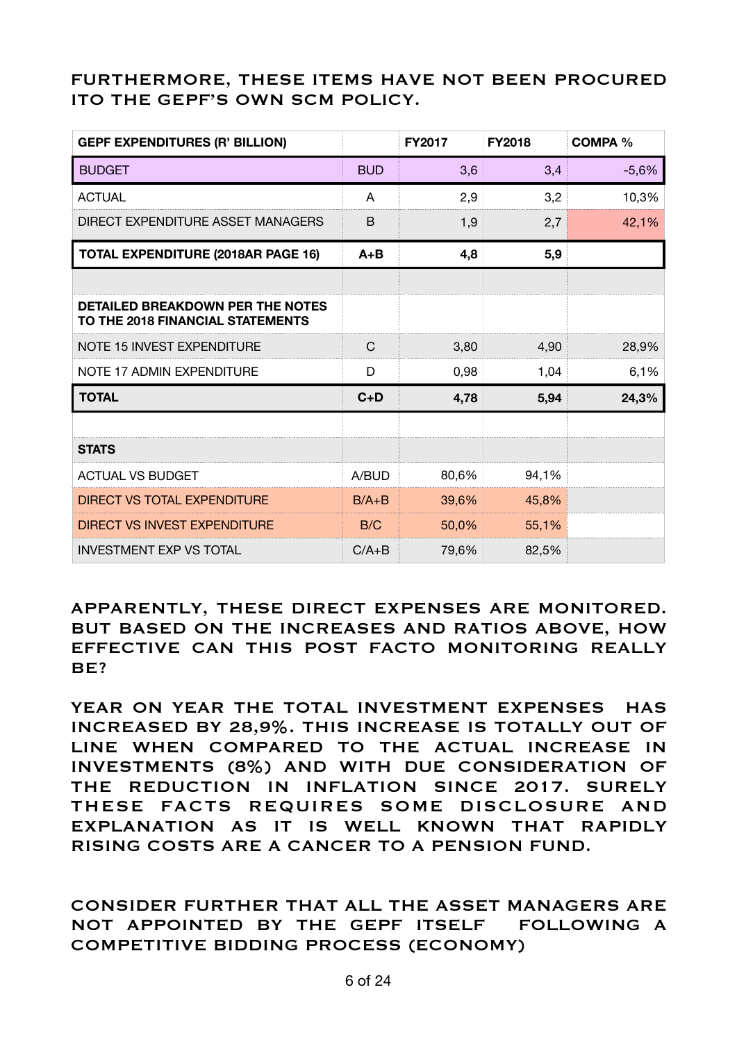FURTHERMORE, THESE ITEMS HAVE NOT BEEN PROCURED ITO THE GEPF'S OWN SCM POLICY.

| GEPF EXPENDITURES (R' BILLION) | | FY2017 | FY2018 | COMPA % |
|---|---|---|---|---|
| BUDGET | BUD | 3,6 | 3,4 | -5,6% |
| ACTUAL | A | 2,9 | 3,2 | 10,3% |
| DIRECT EXPENDITURE ASSET MANAGERS | B | 1,9 | 2,7 | 42,1% |
| **TOTAL EXPENDITURE (2018AR PAGE 16)** | **A+B** | **4,8** | **5,9** | |
| | | | | |
| **DETAILED BREAKDOWN PER THE NOTES TO THE 2018 FINANCIAL STATEMENTS** | | | | |
| NOTE 15 INVEST EXPENDITURE | C | 3,80 | 4,90 | 28,9% |
| NOTE 17 ADMIN EXPENDITURE | D | 0,98 | 1,04 | 6,1% |
| **TOTAL** | **C+D** | **4,78** | **5,94** | **24,3%** |
| | | | | |
| **STATS** | | | | |
| ACTUAL VS BUDGET | A/BUD | 80,6% | 94,1% | |
| DIRECT VS TOTAL EXPENDITURE | B/A+B | 39,6% | 45,8% | |
| DIRECT VS INVEST EXPENDITURE | B/C | 50,0% | 55,1% | |
| INVESTMENT EXP VS TOTAL | C/A+B | 79,6% | 82,5% | |

APPARENTLY, THESE DIRECT EXPENSES ARE MONITORED. BUT BASED ON THE INCREASES AND RATIOS ABOVE, HOW EFFECTIVE CAN THIS POST FACTO MONITORING REALLY BE?

YEAR ON YEAR THE TOTAL INVESTMENT EXPENSES HAS INCREASED BY 28,9%. THIS INCREASE IS TOTALLY OUT OF LINE WHEN COMPARED TO THE ACTUAL INCREASE IN INVESTMENTS (8%) AND WITH DUE CONSIDERATION OF THE REDUCTION IN INFLATION SINCE 2017. SURELY THESE FACTS REQUIRES SOME DISCLOSURE AND EXPLANATION AS IT IS WELL KNOWN THAT RAPIDLY RISING COSTS ARE A CANCER TO A PENSION FUND.

CONSIDER FURTHER THAT ALL THE ASSET MANAGERS ARE NOT APPOINTED BY THE GEPF ITSELF FOLLOWING A COMPETITIVE BIDDING PROCESS (ECONOMY)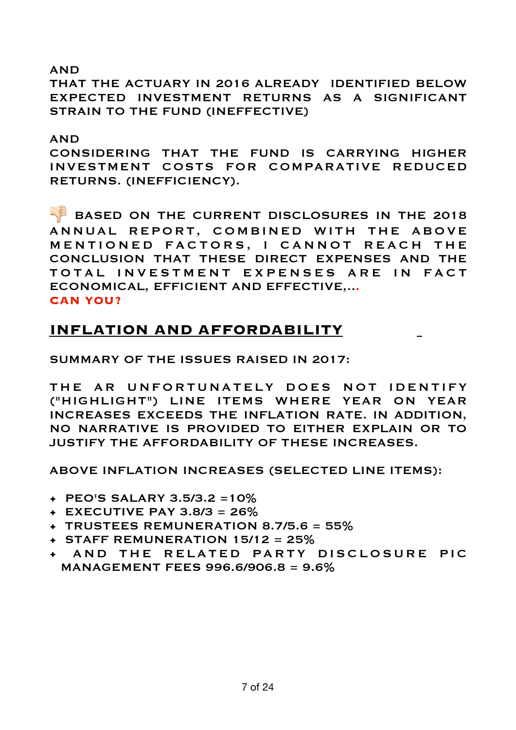AND
THAT THE ACTUARY IN 2016 ALREADY IDENTIFIED BELOW EXPECTED INVESTMENT RETURNS AS A SIGNIFICANT STRAIN TO THE FUND (INEFFECTIVE)

AND
CONSIDERING THAT THE FUND IS CARRYING HIGHER INVESTMENT COSTS FOR COMPARATIVE REDUCED RETURNS. (INEFFICIENCY).

👎 BASED ON THE CURRENT DISCLOSURES IN THE 2018 ANNUAL REPORT, COMBINED WITH THE ABOVE MENTIONED FACTORS, I CANNOT REACH THE CONCLUSION THAT THESE DIRECT EXPENSES AND THE TOTAL INVESTMENT EXPENSES ARE IN FACT ECONOMICAL, EFFICIENT AND EFFECTIVE,...
**CAN YOU?**

## INFLATION AND AFFORDABILITY

SUMMARY OF THE ISSUES RAISED IN 2017:

THE AR UNFORTUNATELY DOES NOT IDENTIFY ("HIGHLIGHT") LINE ITEMS WHERE YEAR ON YEAR INCREASES EXCEEDS THE INFLATION RATE. IN ADDITION, NO NARRATIVE IS PROVIDED TO EITHER EXPLAIN OR TO JUSTIFY THE AFFORDABILITY OF THESE INCREASES.

ABOVE INFLATION INCREASES (SELECTED LINE ITEMS):

- PEO'S SALARY 3.5/3.2 =10%
- EXECUTIVE PAY 3.8/3 = 26%
- TRUSTEES REMUNERATION 8.7/5.6 = 55%
- STAFF REMUNERATION 15/12 = 25%
- AND THE RELATED PARTY DISCLOSURE PIC MANAGEMENT FEES 996.6/906.8 = 9.6%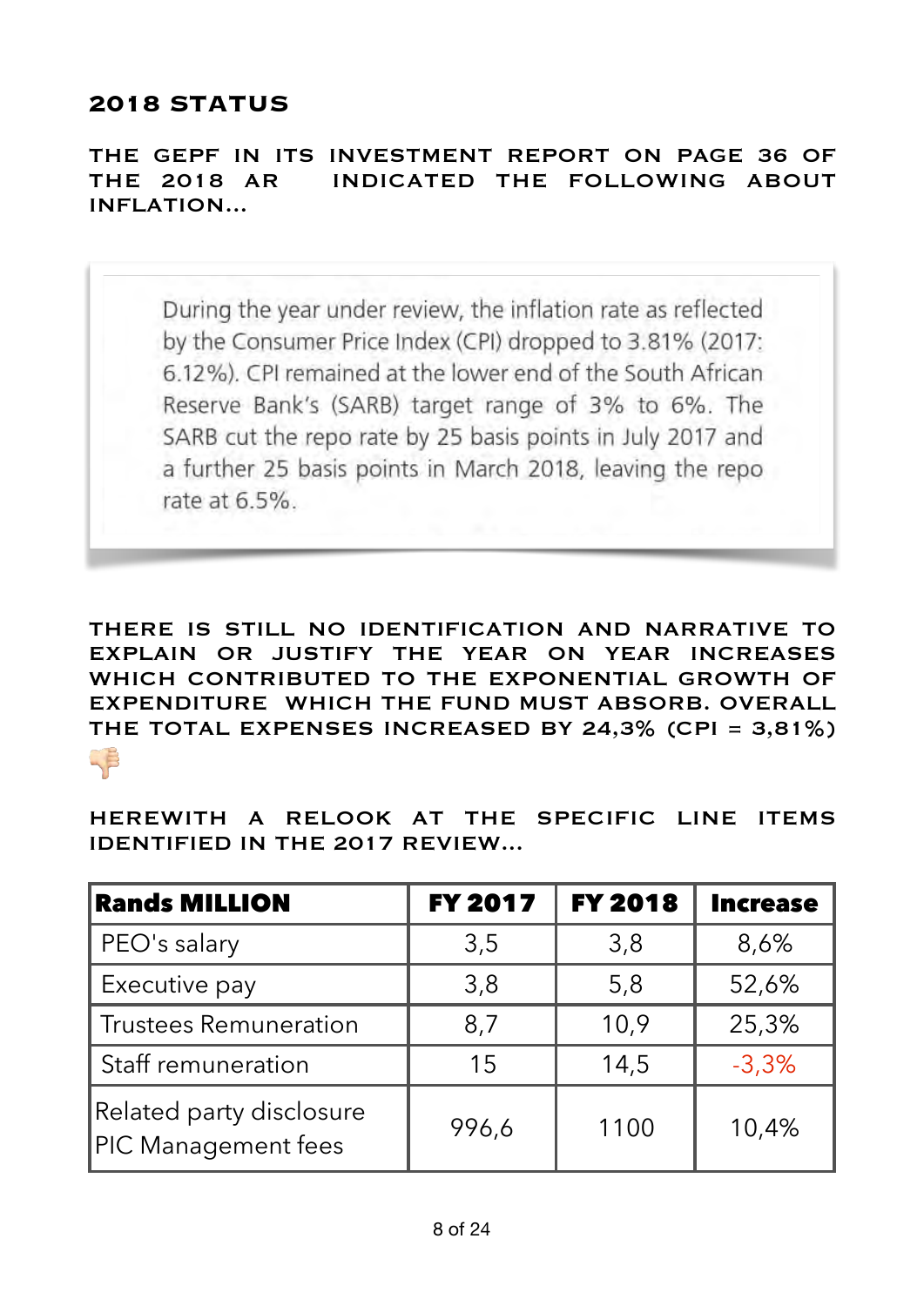## 2018 STATUS

**THE GEPF IN ITS INVESTMENT REPORT ON PAGE 36 OF THE 2018 AR INDICATED THE FOLLOWING ABOUT INFLATION...**

> During the year under review, the inflation rate as reflected by the Consumer Price Index (CPI) dropped to 3.81% (2017: 6.12%). CPI remained at the lower end of the South African Reserve Bank's (SARB) target range of 3% to 6%. The SARB cut the repo rate by 25 basis points in July 2017 and a further 25 basis points in March 2018, leaving the repo rate at 6.5%.

**THERE IS STILL NO IDENTIFICATION AND NARRATIVE TO EXPLAIN OR JUSTIFY THE YEAR ON YEAR INCREASES WHICH CONTRIBUTED TO THE EXPONENTIAL GROWTH OF EXPENDITURE WHICH THE FUND MUST ABSORB. OVERALL THE TOTAL EXPENSES INCREASED BY 24,3% (CPI = 3,81%)** 👎

**HEREWITH A RELOOK AT THE SPECIFIC LINE ITEMS IDENTIFIED IN THE 2017 REVIEW...**

| Rands MILLION | FY 2017 | FY 2018 | Increase |
|---|---|---|---|
| PEO's salary | 3,5 | 3,8 | 8,6% |
| Executive pay | 3,8 | 5,8 | 52,6% |
| Trustees Remuneration | 8,7 | 10,9 | 25,3% |
| Staff remuneration | 15 | 14,5 | -3,3% |
| Related party disclosure PIC Management fees | 996,6 | 1100 | 10,4% |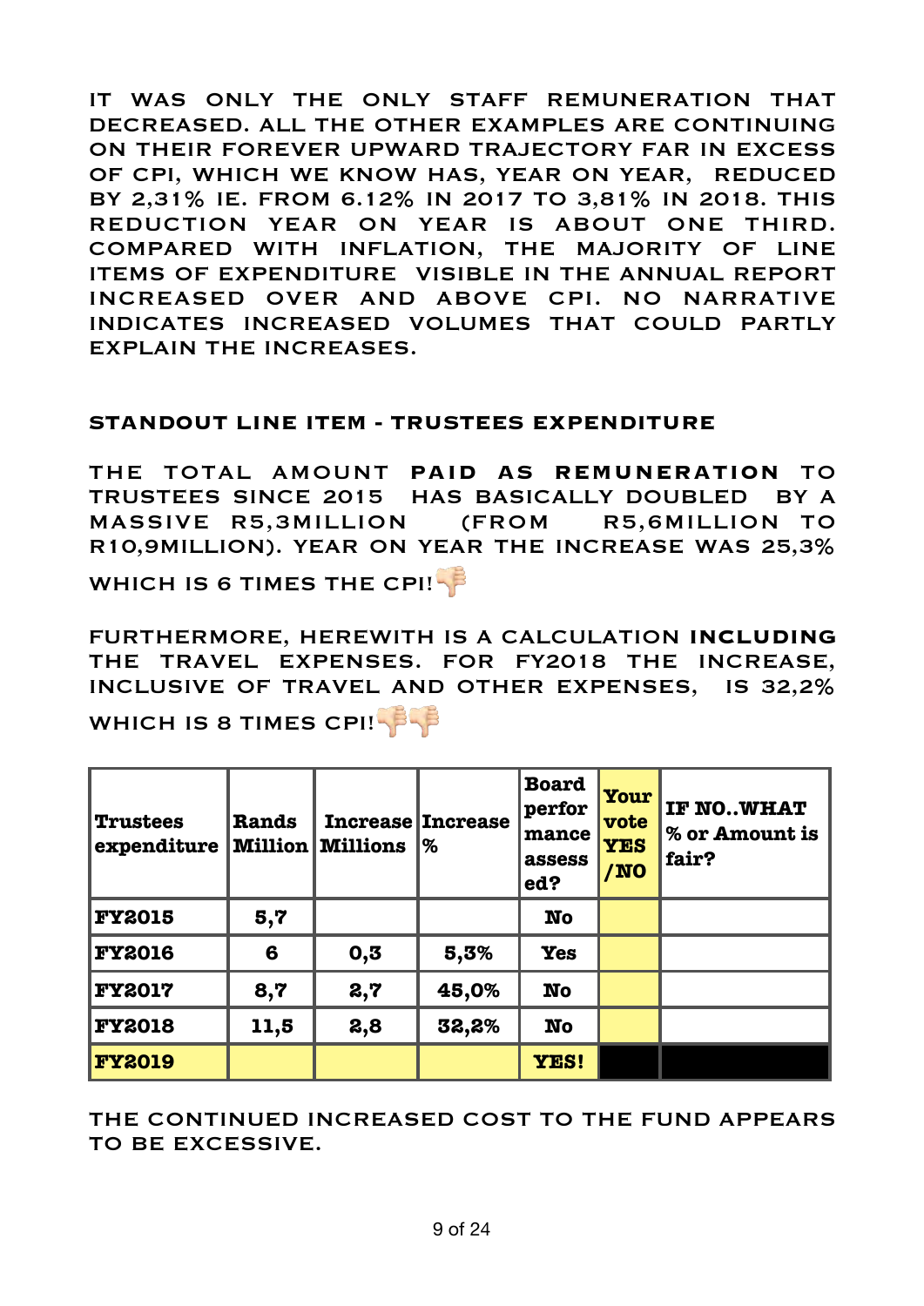IT WAS ONLY THE ONLY STAFF REMUNERATION THAT DECREASED. ALL THE OTHER EXAMPLES ARE CONTINUING ON THEIR FOREVER UPWARD TRAJECTORY FAR IN EXCESS OF CPI, WHICH WE KNOW HAS, YEAR ON YEAR, REDUCED BY 2,31% IE. FROM 6.12% IN 2017 TO 3,81% IN 2018. THIS REDUCTION YEAR ON YEAR IS ABOUT ONE THIRD. COMPARED WITH INFLATION, THE MAJORITY OF LINE ITEMS OF EXPENDITURE VISIBLE IN THE ANNUAL REPORT INCREASED OVER AND ABOVE CPI. NO NARRATIVE INDICATES INCREASED VOLUMES THAT COULD PARTLY EXPLAIN THE INCREASES.

## STANDOUT LINE ITEM - TRUSTEES EXPENDITURE

THE TOTAL AMOUNT **PAID AS REMUNERATION** TO TRUSTEES SINCE 2015 HAS BASICALLY DOUBLED BY A MASSIVE R5,3MILLION (FROM R5,6MILLION TO R10,9MILLION). YEAR ON YEAR THE INCREASE WAS 25,3% WHICH IS 6 TIMES THE CPI! 👎

FURTHERMORE, HEREWITH IS A CALCULATION **INCLUDING** THE TRAVEL EXPENSES. FOR FY2018 THE INCREASE, INCLUSIVE OF TRAVEL AND OTHER EXPENSES, IS 32,2% WHICH IS 8 TIMES CPI! 👎👎

| Trustees expenditure | Rands Million | Increase Millions | Increase % | Board performance assessed? | Your vote YES /NO | IF NO..WHAT % or Amount is fair? |
|---|---|---|---|---|---|---|
| **FY2015** | 5,7 | | | No | | |
| **FY2016** | 6 | 0,3 | 5,3% | Yes | | |
| **FY2017** | 8,7 | 2,7 | 45,0% | No | | |
| **FY2018** | 11,5 | 2,8 | 32,2% | No | | |
| **FY2019** | | | | YES! | | |

THE CONTINUED INCREASED COST TO THE FUND APPEARS TO BE EXCESSIVE.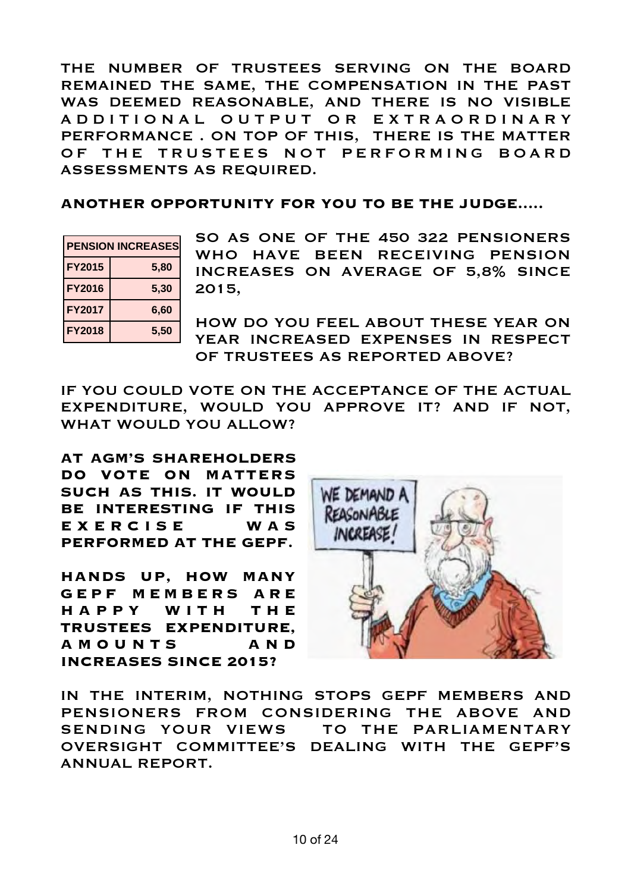THE NUMBER OF TRUSTEES SERVING ON THE BOARD REMAINED THE SAME, THE COMPENSATION IN THE PAST WAS DEEMED REASONABLE, AND THERE IS NO VISIBLE ADDITIONAL OUTPUT OR EXTRAORDINARY PERFORMANCE . ON TOP OF THIS, THERE IS THE MATTER OF THE TRUSTEES NOT PERFORMING BOARD ASSESSMENTS AS REQUIRED.

**ANOTHER OPPORTUNITY FOR YOU TO BE THE JUDGE.....**

| PENSION INCREASES | |
|---|---|
| FY2015 | 5,80 |
| FY2016 | 5,30 |
| FY2017 | 6,60 |
| FY2018 | 5,50 |

SO AS ONE OF THE 450 322 PENSIONERS WHO HAVE BEEN RECEIVING PENSION INCREASES ON AVERAGE OF 5,8% SINCE 2015,

HOW DO YOU FEEL ABOUT THESE YEAR ON YEAR INCREASED EXPENSES IN RESPECT OF TRUSTEES AS REPORTED ABOVE?

IF YOU COULD VOTE ON THE ACCEPTANCE OF THE ACTUAL EXPENDITURE, WOULD YOU APPROVE IT? AND IF NOT, WHAT WOULD YOU ALLOW?

**AT AGM'S SHAREHOLDERS DO VOTE ON MATTERS SUCH AS THIS. IT WOULD BE INTERESTING IF THIS EXERCISE WAS PERFORMED AT THE GEPF.**

**HANDS UP, HOW MANY GEPF MEMBERS ARE HAPPY WITH THE TRUSTEES EXPENDITURE, AMOUNTS AND INCREASES SINCE 2015?**

IN THE INTERIM, NOTHING STOPS GEPF MEMBERS AND PENSIONERS FROM CONSIDERING THE ABOVE AND SENDING YOUR VIEWS TO THE PARLIAMENTARY OVERSIGHT COMMITTEE'S DEALING WITH THE GEPF'S ANNUAL REPORT.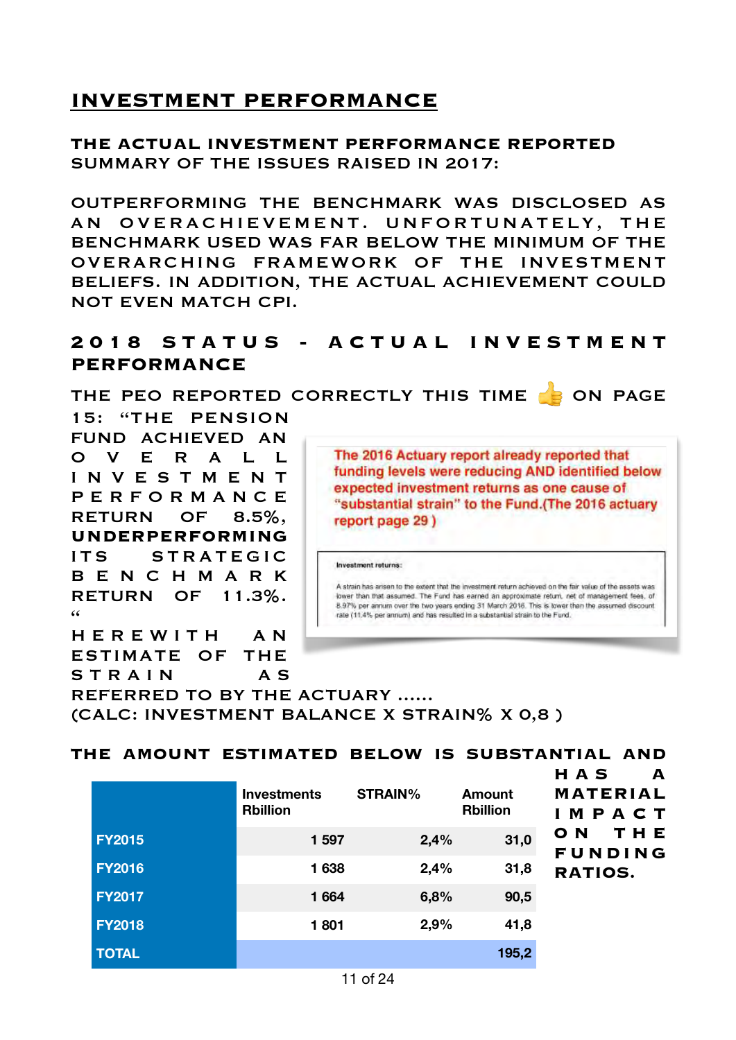## INVESTMENT PERFORMANCE

**THE ACTUAL INVESTMENT PERFORMANCE REPORTED**
SUMMARY OF THE ISSUES RAISED IN 2017:

OUTPERFORMING THE BENCHMARK WAS DISCLOSED AS AN OVERACHIEVEMENT. UNFORTUNATELY, THE BENCHMARK USED WAS FAR BELOW THE MINIMUM OF THE OVERARCHING FRAMEWORK OF THE INVESTMENT BELIEFS. IN ADDITION, THE ACTUAL ACHIEVEMENT COULD NOT EVEN MATCH CPI.

### 2018 STATUS - ACTUAL INVESTMENT PERFORMANCE

THE PEO REPORTED CORRECTLY THIS TIME 👍 ON PAGE 15: "THE PENSION FUND ACHIEVED AN OVERALL INVESTMENT PERFORMANCE RETURN OF 8.5%, **UNDERPERFORMING** ITS STRATEGIC BENCHMARK RETURN OF 11.3%. "

HEREWITH AN ESTIMATE OF THE STRAIN AS REFERRED TO BY THE ACTUARY ......
(CALC: INVESTMENT BALANCE X STRAIN% X 0,8 )

The 2016 Actuary report already reported that funding levels were reducing AND identified below expected investment returns as one cause of "substantial strain" to the Fund.(The 2016 actuary report page 29 )

> **Investment returns:**
>
> A strain has arisen to the extent that the investment return achieved on the fair value of the assets was lower than that assumed. The Fund has earned an approximate return, net of management fees, of 8.97% per annum over the two years ending 31 March 2016. This is lower than the assumed discount rate (11.4% per annum) and has resulted in a substantial strain to the Fund.

**THE AMOUNT ESTIMATED BELOW IS SUBSTANTIAL AND HAS A MATERIAL IMPACT ON THE FUNDING RATIOS.**

| | Investments Rbillion | STRAIN% | Amount Rbillion |
|---|---|---|---|
| FY2015 | 1 597 | 2,4% | 31,0 |
| FY2016 | 1 638 | 2,4% | 31,8 |
| FY2017 | 1 664 | 6,8% | 90,5 |
| FY2018 | 1 801 | 2,9% | 41,8 |
| TOTAL | | | 195,2 |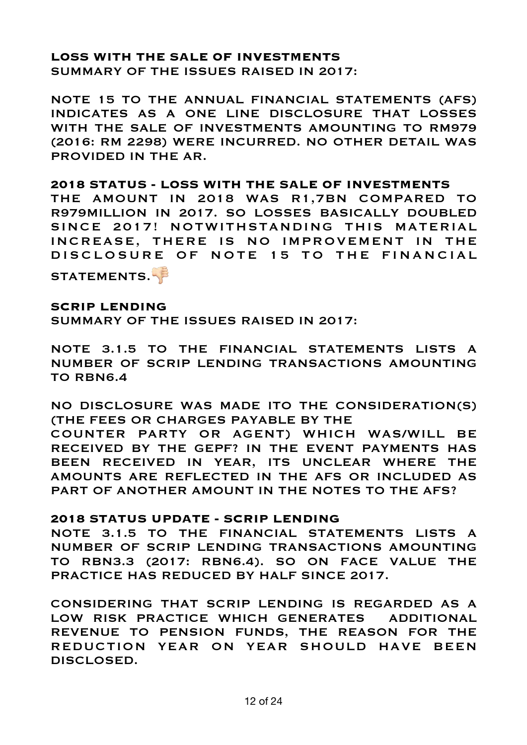**LOSS WITH THE SALE OF INVESTMENTS**
SUMMARY OF THE ISSUES RAISED IN 2017:

NOTE 15 TO THE ANNUAL FINANCIAL STATEMENTS (AFS) INDICATES AS A ONE LINE DISCLOSURE THAT LOSSES WITH THE SALE OF INVESTMENTS AMOUNTING TO RM979 (2016: RM 2298) WERE INCURRED. NO OTHER DETAIL WAS PROVIDED IN THE AR.

**2018 STATUS - LOSS WITH THE SALE OF INVESTMENTS**
THE AMOUNT IN 2018 WAS R1,7BN COMPARED TO R979MILLION IN 2017. SO LOSSES BASICALLY DOUBLED SINCE 2017! NOTWITHSTANDING THIS MATERIAL INCREASE, THERE IS NO IMPROVEMENT IN THE DISCLOSURE OF NOTE 15 TO THE FINANCIAL STATEMENTS.👎

**SCRIP LENDING**
SUMMARY OF THE ISSUES RAISED IN 2017:

NOTE 3.1.5 TO THE FINANCIAL STATEMENTS LISTS A NUMBER OF SCRIP LENDING TRANSACTIONS AMOUNTING TO RBN6.4

NO DISCLOSURE WAS MADE ITO THE CONSIDERATION(S) (THE FEES OR CHARGES PAYABLE BY THE COUNTER PARTY OR AGENT) WHICH WAS/WILL BE RECEIVED BY THE GEPF? IN THE EVENT PAYMENTS HAS BEEN RECEIVED IN YEAR, ITS UNCLEAR WHERE THE AMOUNTS ARE REFLECTED IN THE AFS OR INCLUDED AS PART OF ANOTHER AMOUNT IN THE NOTES TO THE AFS?

**2018 STATUS UPDATE - SCRIP LENDING**
NOTE 3.1.5 TO THE FINANCIAL STATEMENTS LISTS A NUMBER OF SCRIP LENDING TRANSACTIONS AMOUNTING TO RBN3.3 (2017: RBN6.4). SO ON FACE VALUE THE PRACTICE HAS REDUCED BY HALF SINCE 2017.

CONSIDERING THAT SCRIP LENDING IS REGARDED AS A LOW RISK PRACTICE WHICH GENERATES ADDITIONAL REVENUE TO PENSION FUNDS, THE REASON FOR THE REDUCTION YEAR ON YEAR SHOULD HAVE BEEN DISCLOSED.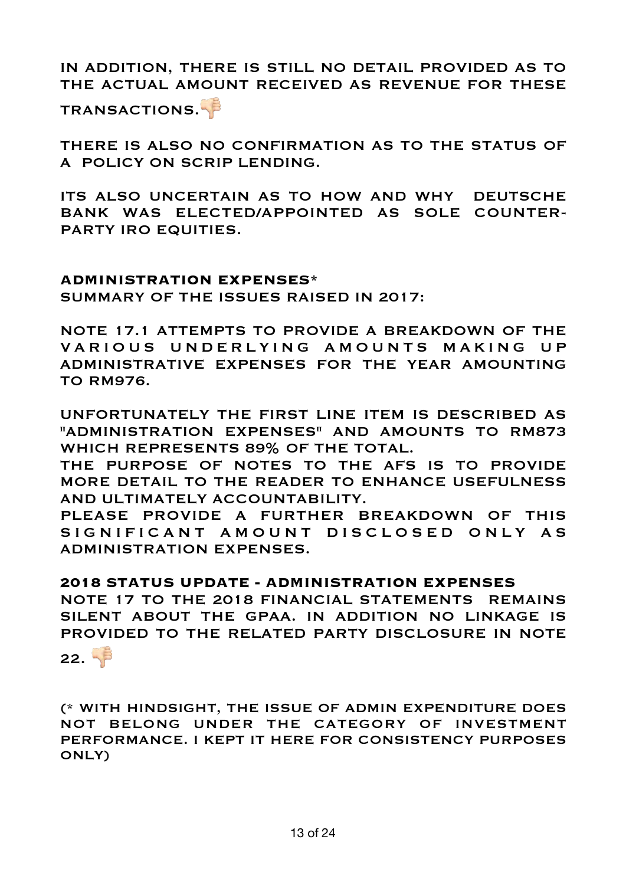IN ADDITION, THERE IS STILL NO DETAIL PROVIDED AS TO THE ACTUAL AMOUNT RECEIVED AS REVENUE FOR THESE TRANSACTIONS.👎

THERE IS ALSO NO CONFIRMATION AS TO THE STATUS OF A POLICY ON SCRIP LENDING.

ITS ALSO UNCERTAIN AS TO HOW AND WHY DEUTSCHE BANK WAS ELECTED/APPOINTED AS SOLE COUNTER-PARTY IRO EQUITIES.

**ADMINISTRATION EXPENSES***
SUMMARY OF THE ISSUES RAISED IN 2017:

NOTE 17.1 ATTEMPTS TO PROVIDE A BREAKDOWN OF THE VARIOUS UNDERLYING AMOUNTS MAKING UP ADMINISTRATIVE EXPENSES FOR THE YEAR AMOUNTING TO RM976.

UNFORTUNATELY THE FIRST LINE ITEM IS DESCRIBED AS "ADMINISTRATION EXPENSES" AND AMOUNTS TO RM873 WHICH REPRESENTS 89% OF THE TOTAL.
THE PURPOSE OF NOTES TO THE AFS IS TO PROVIDE MORE DETAIL TO THE READER TO ENHANCE USEFULNESS AND ULTIMATELY ACCOUNTABILITY.
PLEASE PROVIDE A FURTHER BREAKDOWN OF THIS SIGNIFICANT AMOUNT DISCLOSED ONLY AS ADMINISTRATION EXPENSES.

**2018 STATUS UPDATE - ADMINISTRATION EXPENSES**
NOTE 17 TO THE 2018 FINANCIAL STATEMENTS REMAINS SILENT ABOUT THE GPAA. IN ADDITION NO LINKAGE IS PROVIDED TO THE RELATED PARTY DISCLOSURE IN NOTE 22. 👎

(* WITH HINDSIGHT, THE ISSUE OF ADMIN EXPENDITURE DOES NOT BELONG UNDER THE CATEGORY OF INVESTMENT PERFORMANCE. I KEPT IT HERE FOR CONSISTENCY PURPOSES ONLY)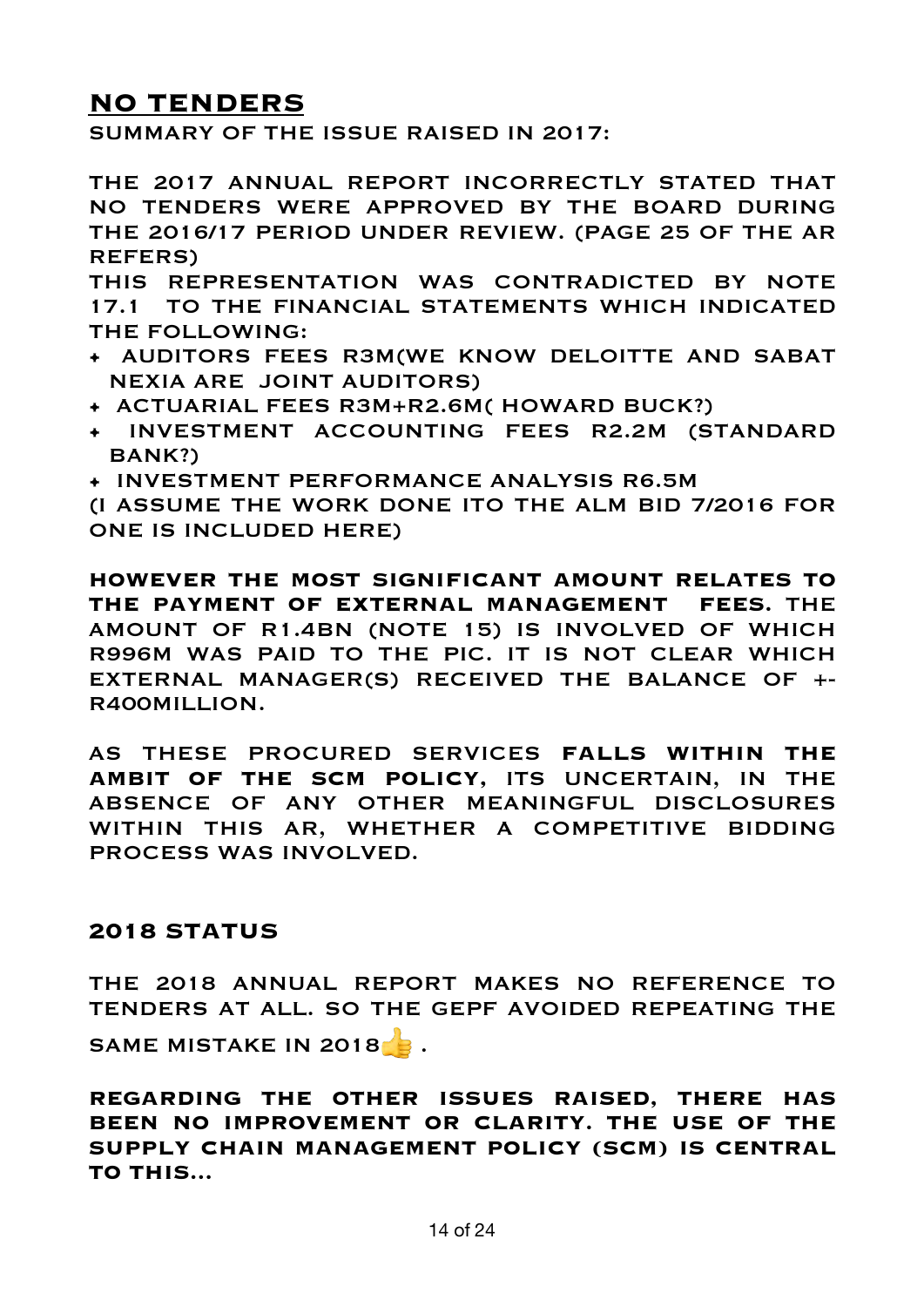## NO TENDERS

SUMMARY OF THE ISSUE RAISED IN 2017:

THE 2017 ANNUAL REPORT INCORRECTLY STATED THAT NO TENDERS WERE APPROVED BY THE BOARD DURING THE 2016/17 PERIOD UNDER REVIEW. (PAGE 25 OF THE AR REFERS)

THIS REPRESENTATION WAS CONTRADICTED BY NOTE 17.1 TO THE FINANCIAL STATEMENTS WHICH INDICATED THE FOLLOWING:

- AUDITORS FEES R3M(WE KNOW DELOITTE AND SABAT NEXIA ARE JOINT AUDITORS)
- ACTUARIAL FEES R3M+R2.6M( HOWARD BUCK?)
- INVESTMENT ACCOUNTING FEES R2.2M (STANDARD BANK?)
- INVESTMENT PERFORMANCE ANALYSIS R6.5M

(I ASSUME THE WORK DONE ITO THE ALM BID 7/2016 FOR ONE IS INCLUDED HERE)

**HOWEVER THE MOST SIGNIFICANT AMOUNT RELATES TO THE PAYMENT OF EXTERNAL MANAGEMENT FEES.** THE AMOUNT OF R1.4BN (NOTE 15) IS INVOLVED OF WHICH R996M WAS PAID TO THE PIC. IT IS NOT CLEAR WHICH EXTERNAL MANAGER(S) RECEIVED THE BALANCE OF +- R400MILLION.

AS THESE PROCURED SERVICES **FALLS WITHIN THE AMBIT OF THE SCM POLICY**, ITS UNCERTAIN, IN THE ABSENCE OF ANY OTHER MEANINGFUL DISCLOSURES WITHIN THIS AR, WHETHER A COMPETITIVE BIDDING PROCESS WAS INVOLVED.

### 2018 STATUS

THE 2018 ANNUAL REPORT MAKES NO REFERENCE TO TENDERS AT ALL. SO THE GEPF AVOIDED REPEATING THE SAME MISTAKE IN 2018👍 .

**REGARDING THE OTHER ISSUES RAISED, THERE HAS BEEN NO IMPROVEMENT OR CLARITY. THE USE OF THE SUPPLY CHAIN MANAGEMENT POLICY (SCM) IS CENTRAL TO THIS...**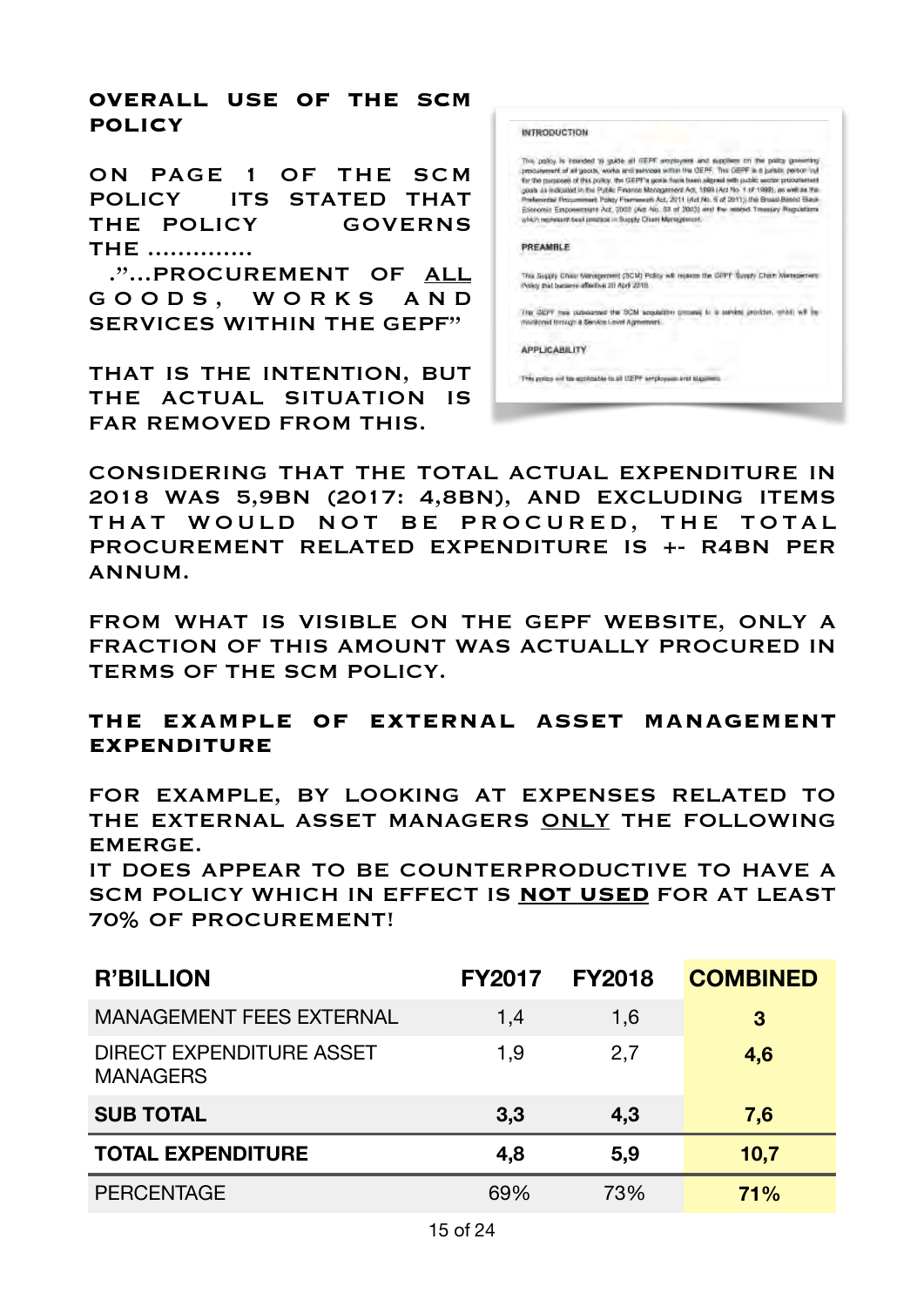## OVERALL USE OF THE SCM POLICY

ON PAGE 1 OF THE SCM POLICY ITS STATED THAT THE POLICY GOVERNS THE ..............

."...PROCUREMENT OF ALL GOODS, WORKS AND SERVICES WITHIN THE GEPF"

THAT IS THE INTENTION, BUT THE ACTUAL SITUATION IS FAR REMOVED FROM THIS.

**INTRODUCTION**

This policy is intended to guide all GEPF employees and suppliers on the policy governing procurement of all goods, works and services within the GEPF. The GEPF is a juristic person but for the purposes of this policy, the GEPF's goals have been aligned with public sector procurement goals as indicated in the Public Finance Management Act, 1999 (Act No. 1 of 1999), as well as the Preferential Procurement Policy Framework Act, 2011 (Act No. 5 of 2011), the Broad-Based Black Economic Empowerment Act, 2003 (Act No. 53 of 2003) and the related Treasury Regulations which represent best practice in Supply Chain Management.

**PREAMBLE**

This Supply Chain Management (SCM) Policy will replace the GEPF Supply Chain Management Policy that became effective 20 April 2010.

The GEPF has outsourced the SCM acquisition process to a service provider, which will be monitored through a Service Level Agreement.

**APPLICABILITY**

This policy will be applicable to all GEPF employees and suppliers.

CONSIDERING THAT THE TOTAL ACTUAL EXPENDITURE IN 2018 WAS 5,9BN (2017: 4,8BN), AND EXCLUDING ITEMS THAT WOULD NOT BE PROCURED, THE TOTAL PROCUREMENT RELATED EXPENDITURE IS +- R4BN PER ANNUM.

FROM WHAT IS VISIBLE ON THE GEPF WEBSITE, ONLY A FRACTION OF THIS AMOUNT WAS ACTUALLY PROCURED IN TERMS OF THE SCM POLICY.

## THE EXAMPLE OF EXTERNAL ASSET MANAGEMENT EXPENDITURE

FOR EXAMPLE, BY LOOKING AT EXPENSES RELATED TO THE EXTERNAL ASSET MANAGERS ONLY THE FOLLOWING EMERGE.

IT DOES APPEAR TO BE COUNTERPRODUCTIVE TO HAVE A SCM POLICY WHICH IN EFFECT IS **NOT USED** FOR AT LEAST 70% OF PROCUREMENT!

| R'BILLION | FY2017 | FY2018 | COMBINED |
|---|---|---|---|
| MANAGEMENT FEES EXTERNAL | 1,4 | 1,6 | **3** |
| DIRECT EXPENDITURE ASSET MANAGERS | 1,9 | 2,7 | **4,6** |
| **SUB TOTAL** | **3,3** | **4,3** | **7,6** |
| **TOTAL EXPENDITURE** | **4,8** | **5,9** | **10,7** |
| PERCENTAGE | 69% | 73% | **71%** |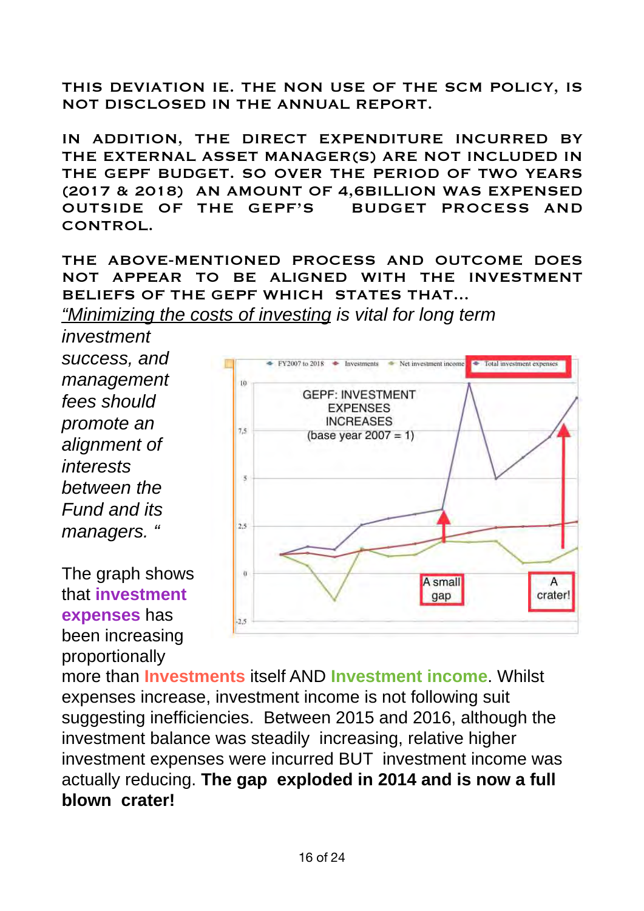**THIS DEVIATION IE. THE NON USE OF THE SCM POLICY, IS NOT DISCLOSED IN THE ANNUAL REPORT.**

**IN ADDITION, THE DIRECT EXPENDITURE INCURRED BY THE EXTERNAL ASSET MANAGER(S) ARE NOT INCLUDED IN THE GEPF BUDGET. SO OVER THE PERIOD OF TWO YEARS (2017 & 2018) AN AMOUNT OF 4,6BILLION WAS EXPENSED OUTSIDE OF THE GEPF'S BUDGET PROCESS AND CONTROL.**

**THE ABOVE-MENTIONED PROCESS AND OUTCOME DOES NOT APPEAR TO BE ALIGNED WITH THE INVESTMENT BELIEFS OF THE GEPF WHICH STATES THAT...**

*"Minimizing the costs of investing is vital for long term investment success, and management fees should promote an alignment of interests between the Fund and its managers. "*

The graph shows that **investment expenses** has been increasing proportionally more than **Investments** itself AND **Investment income**. Whilst expenses increase, investment income is not following suit suggesting inefficiencies. Between 2015 and 2016, although the investment balance was steadily increasing, relative higher investment expenses were incurred BUT investment income was actually reducing. **The gap exploded in 2014 and is now a full blown crater!**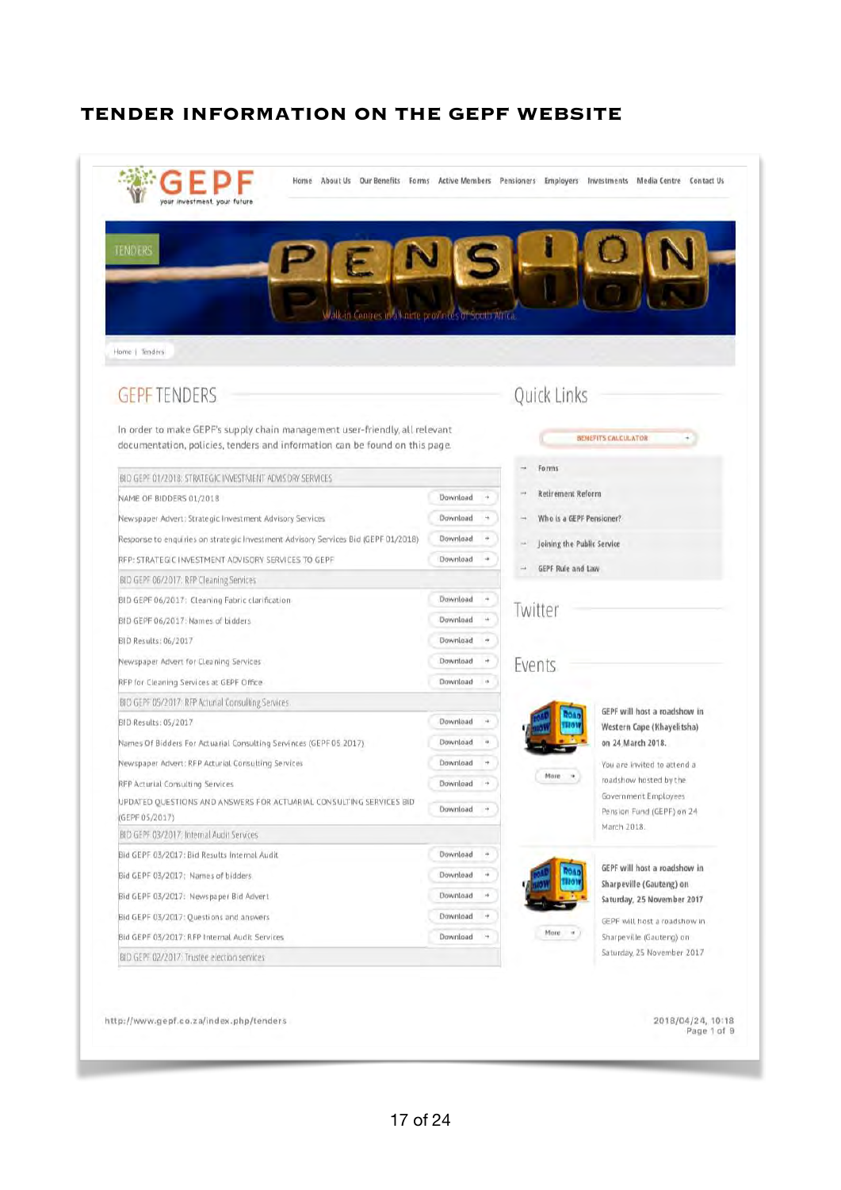## TENDER INFORMATION ON THE GEPF WEBSITE

GEPF your investment, your future

Home | About Us | Our Benefits | Forms | Active Members | Pensioners | Employers | Investments | Media Centre | Contact Us

TENDERS

PENSION

Walk-in Centres in all nine provinces of South Africa.

Home | Tenders

### GEPF TENDERS

In order to make GEPF's supply chain management user-friendly, all relevant documentation, policies, tenders and information can be found on this page.

| BID GEPF 01/2018: STRATEGIC INVESTMENT ADVISORY SERVICES | |
|---|---|
| NAME OF BIDDERS 01/2018 | Download → |
| Newspaper Advert: Strategic Investment Advisory Services | Download → |
| Response to enquiries on strategic Investment Advisory Services Bid (GEPF 01/2018) | Download → |
| RFP: STRATEGIC INVESTMENT ADVISORY SERVICES TO GEPF | Download → |
| **BID GEPF 06/2017: RFP Cleaning Services** | |
| BID GEPF 06/2017: Cleaning Fabric clarification | Download → |
| BID GEPF 06/2017: Names of bidders | Download → |
| BID Results: 06/2017 | Download → |
| Newspaper Advert for Cleaning Services | Download → |
| RFP for Cleaning Services at GEPF Office | Download → |
| **BID GEPF 05/2017: RFP Actuarial Consulting Services** | |
| BID Results: 05/2017 | Download → |
| Names Of Bidders For Actuarial Consulting Services (GEPF 05 2017) | Download → |
| Newspaper Advert: RFP Acturial Consulting Services | Download → |
| RFP Acturial Consulting Services | Download → |
| UPDATED QUESTIONS AND ANSWERS FOR ACTUARIAL CONSULTING SERVICES BID (GEPF 05/2017) | Download → |
| **BID GEPF 03/2017: Internal Audit Services** | |
| Bid GEPF 03/2017: Bid Results Internal Audit | Download → |
| Bid GEPF 03/2017: Names of bidders | Download → |
| Bid GEPF 03/2017: Newspaper Bid Advert | Download → |
| Bid GEPF 03/2017: Questions and answers | Download → |
| Bid GEPF 03/2017: RFP Internal Audit Services | Download → |
| **BID GEPF 02/2017: Trustee election services** | |

### Quick Links

BENEFITS CALCULATOR

- → Forms
- → Retirement Reform
- → Who is a GEPF Pensioner?
- → Joining the Public Service
- → GEPF Rule and Law

### Twitter

### Events

**GEPF will host a roadshow in Western Cape (Khayelitsha) on 24 March 2018.**

You are invited to attend a roadshow hosted by the Government Employees Pension Fund (GEPF) on 24 March 2018.

More →

**GEPF will host a roadshow in Sharpeville (Gauteng) on Saturday, 25 November 2017**

GEPF will host a roadshow in Sharpeville (Gauteng) on Saturday, 25 November 2017

More →

http://www.gepf.co.za/index.php/tenders

2018/04/24, 10:18
Page 1 of 9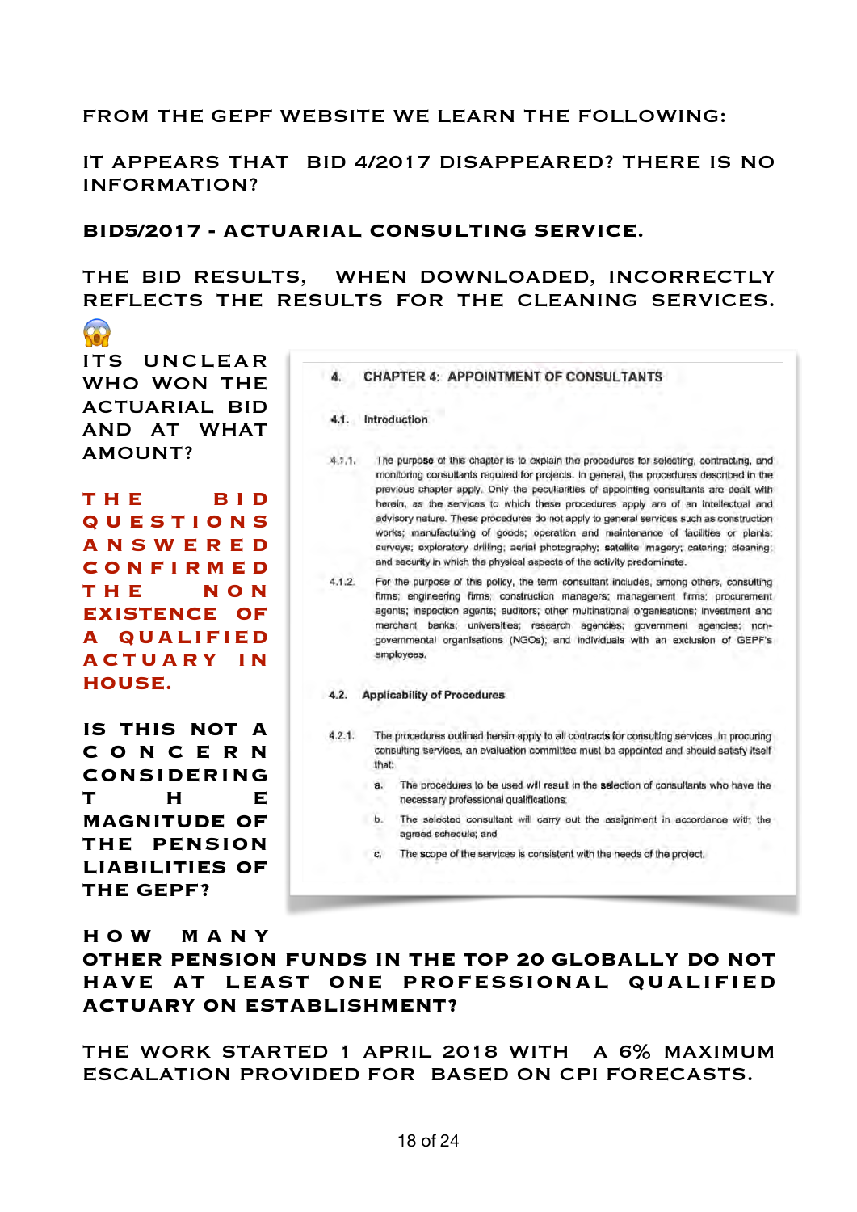FROM THE GEPF WEBSITE WE LEARN THE FOLLOWING:

IT APPEARS THAT BID 4/2017 DISAPPEARED? THERE IS NO INFORMATION?

**BID5/2017 - ACTUARIAL CONSULTING SERVICE.**

THE BID RESULTS, WHEN DOWNLOADED, INCORRECTLY REFLECTS THE RESULTS FOR THE CLEANING SERVICES. 😱

ITS UNCLEAR WHO WON THE ACTUARIAL BID AND AT WHAT AMOUNT?

**THE BID QUESTIONS ANSWERED CONFIRMED THE NON EXISTENCE OF A QUALIFIED ACTUARY IN HOUSE.**

**4. CHAPTER 4: APPOINTMENT OF CONSULTANTS**

**4.1. Introduction**

4.1.1. The purpose of this chapter is to explain the procedures for selecting, contracting, and monitoring consultants required for projects. In general, the procedures described in the previous chapter apply. Only the peculiarities of appointing consultants are dealt with herein, as the services to which these procedures apply are of an intellectual and advisory nature. These procedures do not apply to general services such as construction works; manufacturing of goods; operation and maintenance of facilities or plants; surveys; exploratory drilling; aerial photography; satellite imagery; catering; cleaning; and security in which the physical aspects of the activity predominate.

4.1.2. For the purpose of this policy, the term consultant includes, among others, consulting firms; engineering firms; construction managers; management firms; procurement agents; inspection agents; auditors; other multinational organisations; investment and merchant banks; universities; research agencies; government agencies; non-governmental organisations (NGOs); and individuals with an exclusion of GEPF's employees.

**4.2. Applicability of Procedures**

4.2.1. The procedures outlined herein apply to all contracts for consulting services. In procuring consulting services, an evaluation committee must be appointed and should satisfy itself that:

a. The procedures to be used will result in the selection of consultants who have the necessary professional qualifications;

b. The selected consultant will carry out the assignment in accordance with the agreed schedule; and

c. The scope of the services is consistent with the needs of the project.

IS THIS NOT A CONCERN CONSIDERING THE MAGNITUDE OF THE PENSION LIABILITIES OF THE GEPF?

HOW MANY OTHER PENSION FUNDS IN THE TOP 20 GLOBALLY DO NOT HAVE AT LEAST ONE PROFESSIONAL QUALIFIED ACTUARY ON ESTABLISHMENT?

THE WORK STARTED 1 APRIL 2018 WITH A 6% MAXIMUM ESCALATION PROVIDED FOR BASED ON CPI FORECASTS.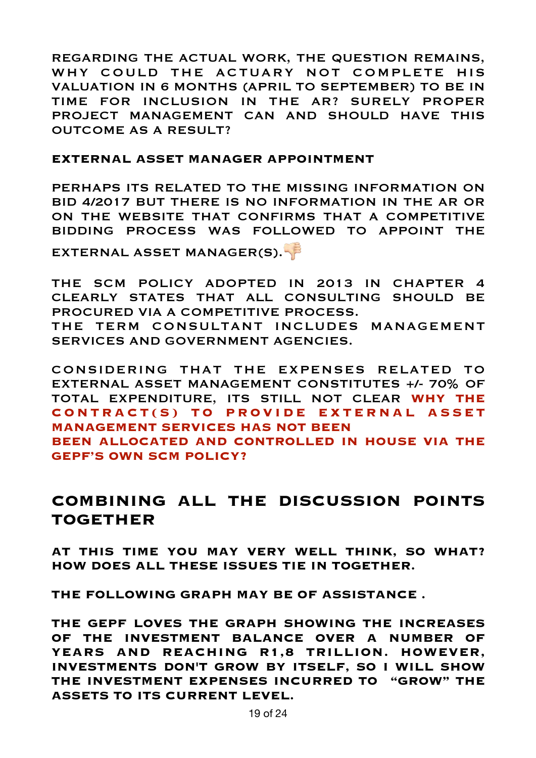REGARDING THE ACTUAL WORK, THE QUESTION REMAINS, WHY COULD THE ACTUARY NOT COMPLETE HIS VALUATION IN 6 MONTHS (APRIL TO SEPTEMBER) TO BE IN TIME FOR INCLUSION IN THE AR? SURELY PROPER PROJECT MANAGEMENT CAN AND SHOULD HAVE THIS OUTCOME AS A RESULT?

**EXTERNAL ASSET MANAGER APPOINTMENT**

PERHAPS ITS RELATED TO THE MISSING INFORMATION ON BID 4/2017 BUT THERE IS NO INFORMATION IN THE AR OR ON THE WEBSITE THAT CONFIRMS THAT A COMPETITIVE BIDDING PROCESS WAS FOLLOWED TO APPOINT THE EXTERNAL ASSET MANAGER(S).👎🏼

THE SCM POLICY ADOPTED IN 2013 IN CHAPTER 4 CLEARLY STATES THAT ALL CONSULTING SHOULD BE PROCURED VIA A COMPETITIVE PROCESS.
THE TERM CONSULTANT INCLUDES MANAGEMENT SERVICES AND GOVERNMENT AGENCIES.

CONSIDERING THAT THE EXPENSES RELATED TO EXTERNAL ASSET MANAGEMENT CONSTITUTES +/- 70% OF TOTAL EXPENDITURE, ITS STILL NOT CLEAR **WHY THE CONTRACT(S) TO PROVIDE EXTERNAL ASSET MANAGEMENT SERVICES HAS NOT BEEN BEEN ALLOCATED AND CONTROLLED IN HOUSE VIA THE GEPF'S OWN SCM POLICY?**

## COMBINING ALL THE DISCUSSION POINTS TOGETHER

**AT THIS TIME YOU MAY VERY WELL THINK, SO WHAT? HOW DOES ALL THESE ISSUES TIE IN TOGETHER.**

**THE FOLLOWING GRAPH MAY BE OF ASSISTANCE .**

**THE GEPF LOVES THE GRAPH SHOWING THE INCREASES OF THE INVESTMENT BALANCE OVER A NUMBER OF YEARS AND REACHING R1,8 TRILLION. HOWEVER, INVESTMENTS DON'T GROW BY ITSELF, SO I WILL SHOW THE INVESTMENT EXPENSES INCURRED TO "GROW" THE ASSETS TO ITS CURRENT LEVEL.**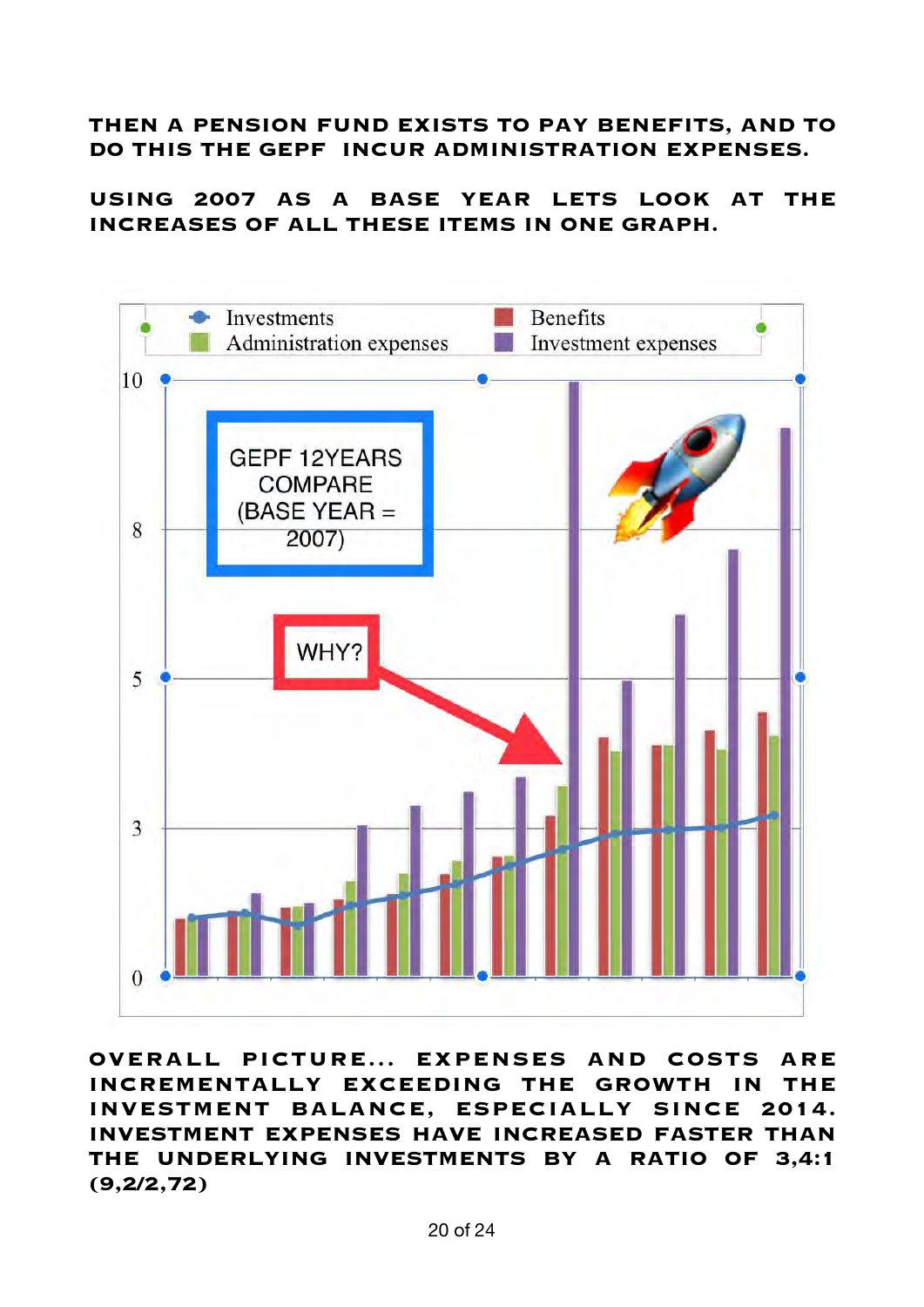**THEN A PENSION FUND EXISTS TO PAY BENEFITS, AND TO DO THIS THE GEPF INCUR ADMINISTRATION EXPENSES.**

**USING 2007 AS A BASE YEAR LETS LOOK AT THE INCREASES OF ALL THESE ITEMS IN ONE GRAPH.**

**OVERALL PICTURE... EXPENSES AND COSTS ARE INCREMENTALLY EXCEEDING THE GROWTH IN THE INVESTMENT BALANCE, ESPECIALLY SINCE 2014. INVESTMENT EXPENSES HAVE INCREASED FASTER THAN THE UNDERLYING INVESTMENTS BY A RATIO OF 3,4:1 (9,2/2,72)**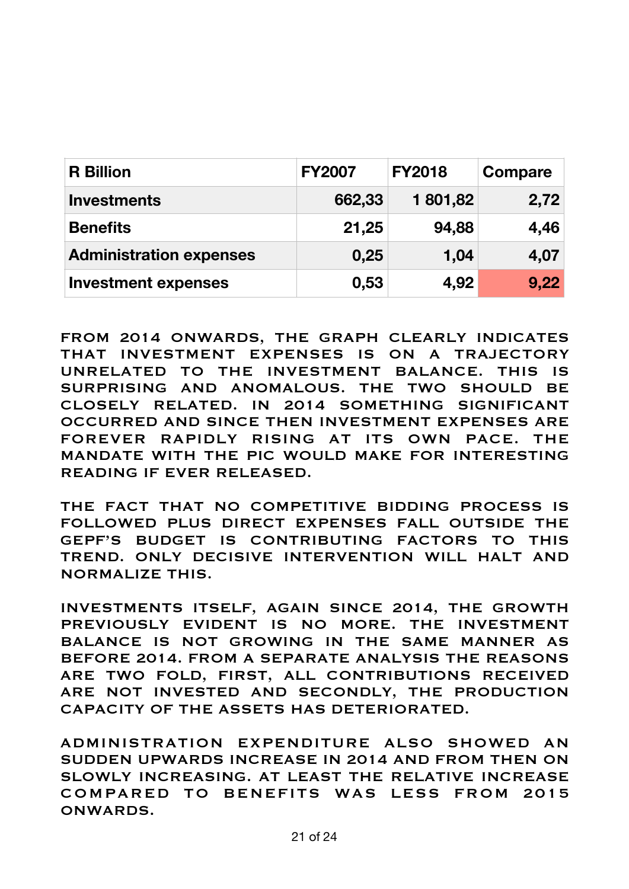| R Billion | FY2007 | FY2018 | Compare |
|---|---|---|---|
| **Investments** | 662,33 | 1 801,82 | 2,72 |
| **Benefits** | 21,25 | 94,88 | 4,46 |
| **Administration expenses** | 0,25 | 1,04 | 4,07 |
| **Investment expenses** | 0,53 | 4,92 | 9,22 |

FROM 2014 ONWARDS, THE GRAPH CLEARLY INDICATES THAT INVESTMENT EXPENSES IS ON A TRAJECTORY UNRELATED TO THE INVESTMENT BALANCE. THIS IS SURPRISING AND ANOMALOUS. THE TWO SHOULD BE CLOSELY RELATED. IN 2014 SOMETHING SIGNIFICANT OCCURRED AND SINCE THEN INVESTMENT EXPENSES ARE FOREVER RAPIDLY RISING AT ITS OWN PACE. THE MANDATE WITH THE PIC WOULD MAKE FOR INTERESTING READING IF EVER RELEASED.

THE FACT THAT NO COMPETITIVE BIDDING PROCESS IS FOLLOWED PLUS DIRECT EXPENSES FALL OUTSIDE THE GEPF'S BUDGET IS CONTRIBUTING FACTORS TO THIS TREND. ONLY DECISIVE INTERVENTION WILL HALT AND NORMALIZE THIS.

INVESTMENTS ITSELF, AGAIN SINCE 2014, THE GROWTH PREVIOUSLY EVIDENT IS NO MORE. THE INVESTMENT BALANCE IS NOT GROWING IN THE SAME MANNER AS BEFORE 2014. FROM A SEPARATE ANALYSIS THE REASONS ARE TWO FOLD, FIRST, ALL CONTRIBUTIONS RECEIVED ARE NOT INVESTED AND SECONDLY, THE PRODUCTION CAPACITY OF THE ASSETS HAS DETERIORATED.

ADMINISTRATION EXPENDITURE ALSO SHOWED AN SUDDEN UPWARDS INCREASE IN 2014 AND FROM THEN ON SLOWLY INCREASING. AT LEAST THE RELATIVE INCREASE COMPARED TO BENEFITS WAS LESS FROM 2015 ONWARDS.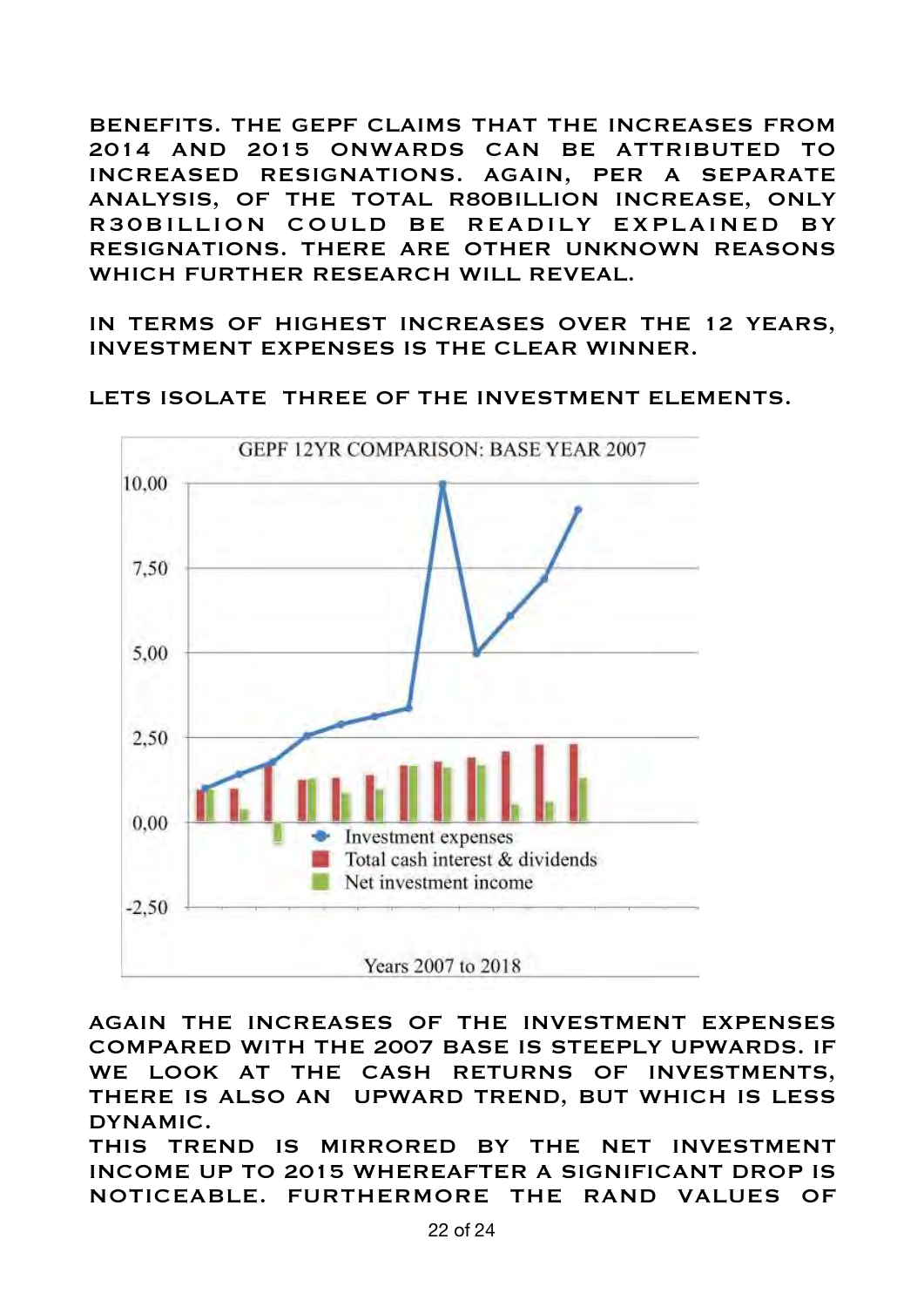BENEFITS. THE GEPF CLAIMS THAT THE INCREASES FROM 2014 AND 2015 ONWARDS CAN BE ATTRIBUTED TO INCREASED RESIGNATIONS. AGAIN, PER A SEPARATE ANALYSIS, OF THE TOTAL R80BILLION INCREASE, ONLY R30BILLION COULD BE READILY EXPLAINED BY RESIGNATIONS. THERE ARE OTHER UNKNOWN REASONS WHICH FURTHER RESEARCH WILL REVEAL.

IN TERMS OF HIGHEST INCREASES OVER THE 12 YEARS, INVESTMENT EXPENSES IS THE CLEAR WINNER.

LETS ISOLATE THREE OF THE INVESTMENT ELEMENTS.

GEPF 12YR COMPARISON: BASE YEAR 2007

- Investment expenses
- Total cash interest & dividends
- Net investment income

Years 2007 to 2018

AGAIN THE INCREASES OF THE INVESTMENT EXPENSES COMPARED WITH THE 2007 BASE IS STEEPLY UPWARDS. IF WE LOOK AT THE CASH RETURNS OF INVESTMENTS, THERE IS ALSO AN UPWARD TREND, BUT WHICH IS LESS DYNAMIC.

THIS TREND IS MIRRORED BY THE NET INVESTMENT INCOME UP TO 2015 WHEREAFTER A SIGNIFICANT DROP IS NOTICEABLE. FURTHERMORE THE RAND VALUES OF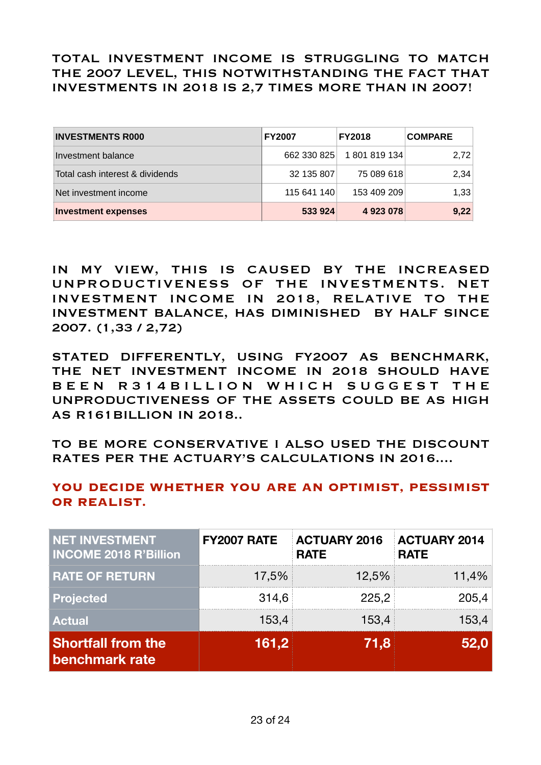**TOTAL INVESTMENT INCOME IS STRUGGLING TO MATCH THE 2007 LEVEL, THIS NOTWITHSTANDING THE FACT THAT INVESTMENTS IN 2018 IS 2,7 TIMES MORE THAN IN 2007!**

| INVESTMENTS R000 | FY2007 | FY2018 | COMPARE |
|---|---|---|---|
| Investment balance | 662 330 825 | 1 801 819 134 | 2,72 |
| Total cash interest & dividends | 32 135 807 | 75 089 618 | 2,34 |
| Net investment income | 115 641 140 | 153 409 209 | 1,33 |
| **Investment expenses** | **533 924** | **4 923 078** | **9,22** |

**IN MY VIEW, THIS IS CAUSED BY THE INCREASED UNPRODUCTIVENESS OF THE INVESTMENTS. NET INVESTMENT INCOME IN 2018, RELATIVE TO THE INVESTMENT BALANCE, HAS DIMINISHED BY HALF SINCE 2007. (1,33 / 2,72)**

**STATED DIFFERENTLY, USING FY2007 AS BENCHMARK, THE NET INVESTMENT INCOME IN 2018 SHOULD HAVE BEEN R314BILLION WHICH SUGGEST THE UNPRODUCTIVENESS OF THE ASSETS COULD BE AS HIGH AS R161BILLION IN 2018..**

**TO BE MORE CONSERVATIVE I ALSO USED THE DISCOUNT RATES PER THE ACTUARY'S CALCULATIONS IN 2016....**

**YOU DECIDE WHETHER YOU ARE AN OPTIMIST, PESSIMIST OR REALIST.**

| NET INVESTMENT INCOME 2018 R'Billion | FY2007 RATE | ACTUARY 2016 RATE | ACTUARY 2014 RATE |
|---|---|---|---|
| RATE OF RETURN | 17,5% | 12,5% | 11,4% |
| Projected | 314,6 | 225,2 | 205,4 |
| Actual | 153,4 | 153,4 | 153,4 |
| **Shortfall from the benchmark rate** | **161,2** | **71,8** | **52,0** |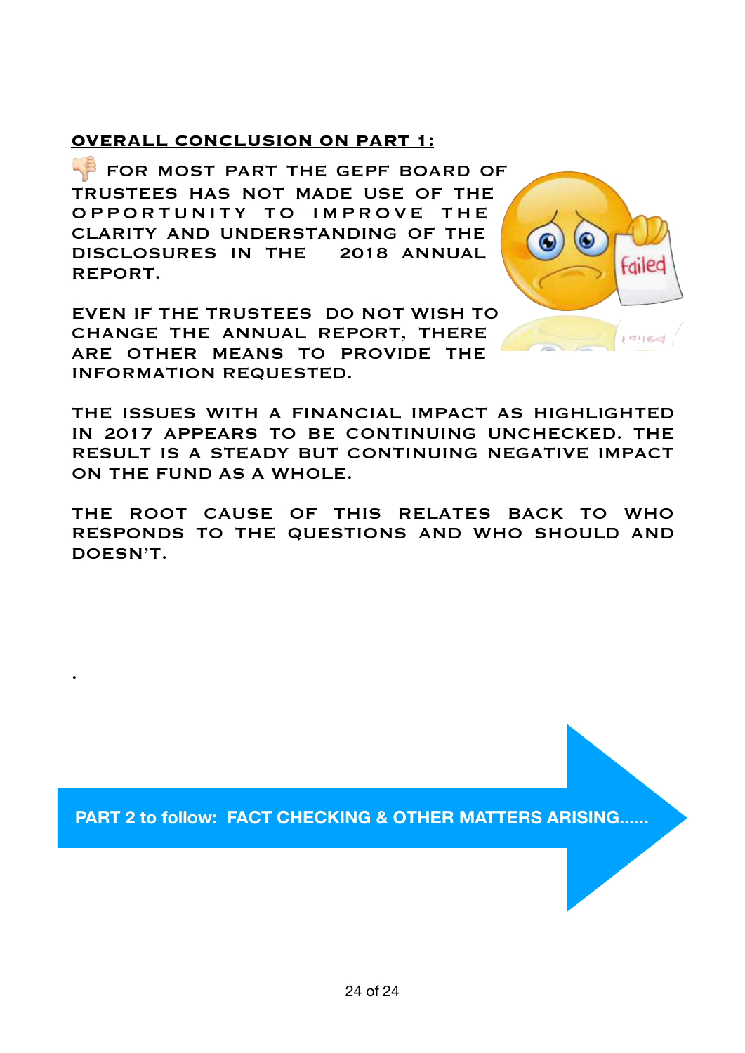**OVERALL CONCLUSION ON PART 1:**

👎 FOR MOST PART THE GEPF BOARD OF TRUSTEES HAS NOT MADE USE OF THE OPPORTUNITY TO IMPROVE THE CLARITY AND UNDERSTANDING OF THE DISCLOSURES IN THE 2018 ANNUAL REPORT.

EVEN IF THE TRUSTEES DO NOT WISH TO CHANGE THE ANNUAL REPORT, THERE ARE OTHER MEANS TO PROVIDE THE INFORMATION REQUESTED.

THE ISSUES WITH A FINANCIAL IMPACT AS HIGHLIGHTED IN 2017 APPEARS TO BE CONTINUING UNCHECKED. THE RESULT IS A STEADY BUT CONTINUING NEGATIVE IMPACT ON THE FUND AS A WHOLE.

THE ROOT CAUSE OF THIS RELATES BACK TO WHO RESPONDS TO THE QUESTIONS AND WHO SHOULD AND DOESN'T.

.

**PART 2 to follow: FACT CHECKING & OTHER MATTERS ARISING......**